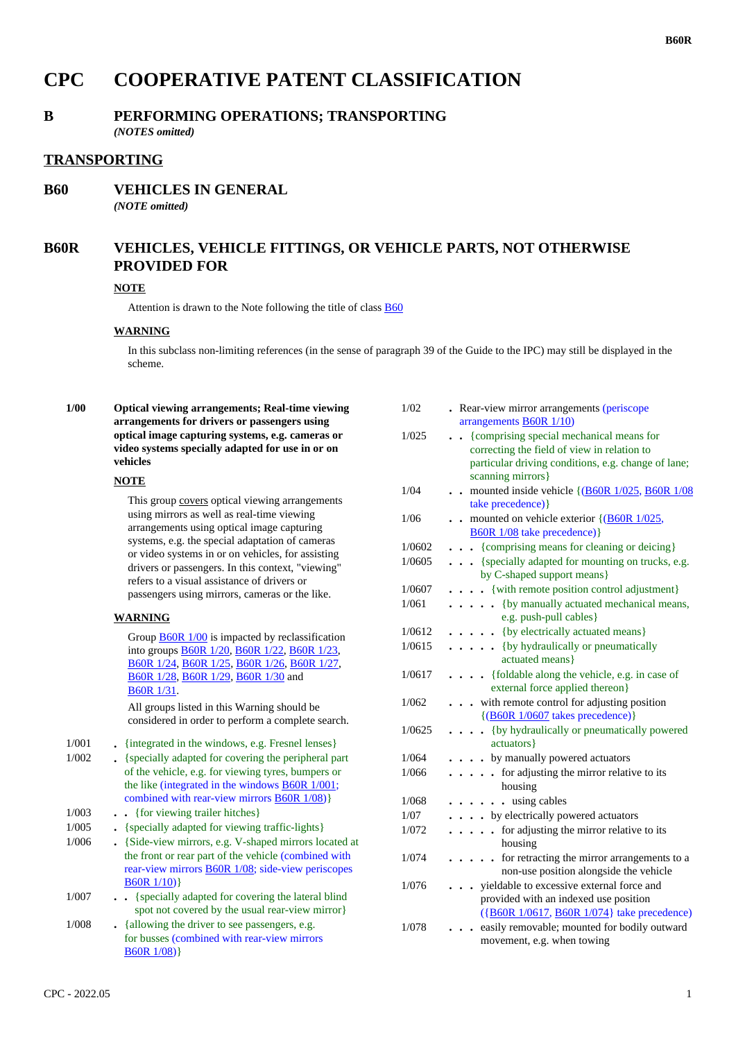# CPC COOPERATIVE PATENT CLASSIFICATION

## B PERFORMING OPERATIONS; TRANSPORTING

*(NOTES omitted)*

## TRANSPORTING

## B60 VEHICLES IN GENERAL

*(NOTE omitted)*

## B60R VEHICLES, VEHICLE FITTINGS, OR VEHICLE PARTS, NOT OTHERWISE PROVIDED FOR

**NOTE**

Attention is drawn to the Note following the title of class B60

**WARNING**

In this subclass non-limiting references (in the sense of paragraph 39 of the Guide to the IPC) may still be displayed in the scheme.

**1/00** **Optical viewing arrangements; Real-time viewing arrangements for drivers or passengers using optical image capturing systems, e.g. cameras or video systems specially adapted for use in or on vehicles**

**NOTE**

This group covers optical viewing arrangements using mirrors as well as real-time viewing arrangements using optical image capturing systems, e.g. the special adaptation of cameras or video systems in or on vehicles, for assisting drivers or passengers. In this context, "viewing" refers to a visual assistance of drivers or passengers using mirrors, cameras or the like.

**WARNING**

Group B60R 1/00 is impacted by reclassification into groups B60R 1/20, B60R 1/22, B60R 1/23, B60R 1/24, B60R 1/25, B60R 1/26, B60R 1/27, B60R 1/28, B60R 1/29, B60R 1/30 and B60R 1/31.

All groups listed in this Warning should be considered in order to perform a complete search.

1/001 . {integrated in the windows, e.g. Fresnel lenses}

1/002 . {specially adapted for covering the peripheral part of the vehicle, e.g. for viewing tyres, bumpers or the like (integrated in the windows B60R 1/001; combined with rear-view mirrors B60R 1/08)}

1/003 . . {for viewing trailer hitches}

1/005 . {specially adapted for viewing traffic-lights}

1/006 . {Side-view mirrors, e.g. V-shaped mirrors located at the front or rear part of the vehicle (combined with rear-view mirrors B60R 1/08; side-view periscopes B60R 1/10)}

1/007 . . {specially adapted for covering the lateral blind spot not covered by the usual rear-view mirror}

1/008 . {allowing the driver to see passengers, e.g. for busses (combined with rear-view mirrors B60R 1/08)}

1/02 . Rear-view mirror arrangements (periscope arrangements B60R 1/10)

1/025 . . {comprising special mechanical means for correcting the field of view in relation to particular driving conditions, e.g. change of lane; scanning mirrors}

1/04 . . mounted inside vehicle {(B60R 1/025, B60R 1/08 take precedence)}

1/06 . . mounted on vehicle exterior {(B60R 1/025, B60R 1/08 take precedence)}

1/0602 . . . {comprising means for cleaning or deicing}

1/0605 . . . {specially adapted for mounting on trucks, e.g. by C-shaped support means}

1/0607 . . . . {with remote position control adjustment}

1/061 . . . . . {by manually actuated mechanical means, e.g. push-pull cables}

1/0612 . . . . . {by electrically actuated means}

1/0615 . . . . . {by hydraulically or pneumatically actuated means}

1/0617 . . . . {foldable along the vehicle, e.g. in case of external force applied thereon}

1/062 . . . with remote control for adjusting position {(B60R 1/0607 takes precedence)}

1/0625 . . . . {by hydraulically or pneumatically powered actuators}

1/064 . . . . by manually powered actuators

1/066 . . . . . for adjusting the mirror relative to its housing

1/068 . . . . . . using cables

1/07 . . . . by electrically powered actuators

1/072 . . . . . for adjusting the mirror relative to its housing

1/074 . . . . . for retracting the mirror arrangements to a non-use position alongside the vehicle

1/076 . . . yieldable to excessive external force and provided with an indexed use position ({B60R 1/0617, B60R 1/074} take precedence)

1/078 . . . easily removable; mounted for bodily outward movement, e.g. when towing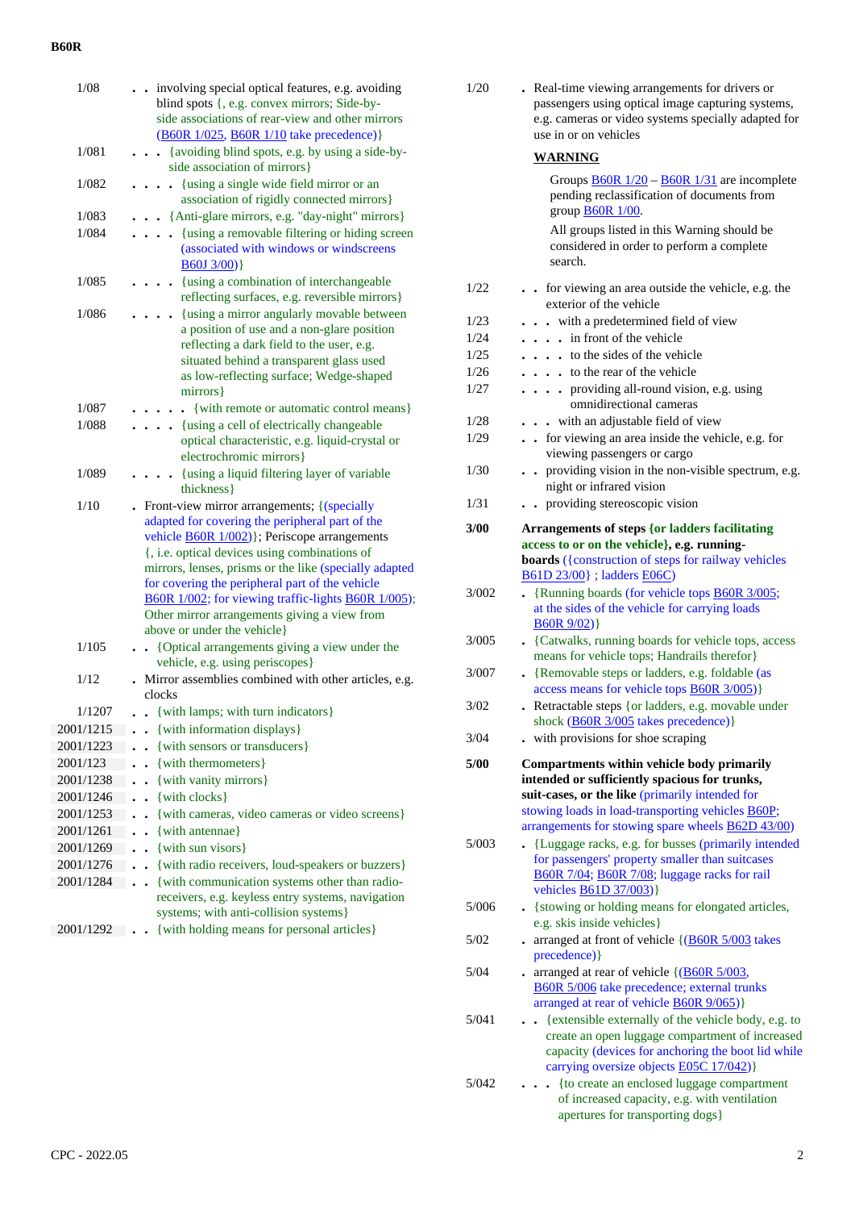| | | |
|---|---|---|
| 1/08 | . . | involving special optical features, e.g. avoiding blind spots {, e.g. convex mirrors; Side-by-side associations of rear-view and other mirrors (B60R 1/025, B60R 1/10 take precedence)} |
| 1/081 | . . . | {avoiding blind spots, e.g. by using a side-by-side association of mirrors} |
| 1/082 | . . . . | {using a single wide field mirror or an association of rigidly connected mirrors} |
| 1/083 | . . . | {Anti-glare mirrors, e.g. "day-night" mirrors} |
| 1/084 | . . . . | {using a removable filtering or hiding screen (associated with windows or windscreens B60J 3/00)} |
| 1/085 | . . . . | {using a combination of interchangeable reflecting surfaces, e.g. reversible mirrors} |
| 1/086 | . . . . | {using a mirror angularly movable between a position of use and a non-glare position reflecting a dark field to the user, e.g. situated behind a transparent glass used as low-reflecting surface; Wedge-shaped mirrors} |
| 1/087 | . . . . . | {with remote or automatic control means} |
| 1/088 | . . . . | {using a cell of electrically changeable optical characteristic, e.g. liquid-crystal or electrochromic mirrors} |
| 1/089 | . . . . | {using a liquid filtering layer of variable thickness} |
| 1/10 | . | Front-view mirror arrangements; {(specially adapted for covering the peripheral part of the vehicle B60R 1/002)}; Periscope arrangements {, i.e. optical devices using combinations of mirrors, lenses, prisms or the like (specially adapted for covering the peripheral part of the vehicle B60R 1/002; for viewing traffic-lights B60R 1/005); Other mirror arrangements giving a view from above or under the vehicle} |
| 1/105 | . . | {Optical arrangements giving a view under the vehicle, e.g. using periscopes} |
| 1/12 | . | Mirror assemblies combined with other articles, e.g. clocks |
| 1/1207 | . . | {with lamps; with turn indicators} |
| 2001/1215 | . . | {with information displays} |
| 2001/1223 | . . | {with sensors or transducers} |
| 2001/123 | . . | {with thermometers} |
| 2001/1238 | . . | {with vanity mirrors} |
| 2001/1246 | . . | {with clocks} |
| 2001/1253 | . . | {with cameras, video cameras or video screens} |
| 2001/1261 | . . | {with antennae} |
| 2001/1269 | . . | {with sun visors} |
| 2001/1276 | . . | {with radio receivers, loud-speakers or buzzers} |
| 2001/1284 | . . | {with communication systems other than radio-receivers, e.g. keyless entry systems, navigation systems; with anti-collision systems} |
| 2001/1292 | . . | {with holding means for personal articles} |
| 1/20 | . | Real-time viewing arrangements for drivers or passengers using optical image capturing systems, e.g. cameras or video systems specially adapted for use in or on vehicles |

**WARNING**

Groups B60R 1/20 – B60R 1/31 are incomplete pending reclassification of documents from group B60R 1/00.

All groups listed in this Warning should be considered in order to perform a complete search.

| | | |
|---|---|---|
| 1/22 | . . | for viewing an area outside the vehicle, e.g. the exterior of the vehicle |
| 1/23 | . . . | with a predetermined field of view |
| 1/24 | . . . . | in front of the vehicle |
| 1/25 | . . . . | to the sides of the vehicle |
| 1/26 | . . . . | to the rear of the vehicle |
| 1/27 | . . . . | providing all-round vision, e.g. using omnidirectional cameras |
| 1/28 | . . . | with an adjustable field of view |
| 1/29 | . . | for viewing an area inside the vehicle, e.g. for viewing passengers or cargo |
| 1/30 | . . | providing vision in the non-visible spectrum, e.g. night or infrared vision |
| 1/31 | . . | providing stereoscopic vision |
| **3/00** | | **Arrangements of steps {or ladders facilitating access to or on the vehicle}, e.g. running-boards** ({construction of steps for railway vehicles B61D 23/00} ; ladders E06C) |
| 3/002 | . | {Running boards (for vehicle tops B60R 3/005; at the sides of the vehicle for carrying loads B60R 9/02)} |
| 3/005 | . | {Catwalks, running boards for vehicle tops, access means for vehicle tops; Handrails therefor} |
| 3/007 | . | {Removable steps or ladders, e.g. foldable (as access means for vehicle tops B60R 3/005)} |
| 3/02 | . | Retractable steps {or ladders, e.g. movable under shock (B60R 3/005 takes precedence)} |
| 3/04 | . | with provisions for shoe scraping |
| **5/00** | | **Compartments within vehicle body primarily intended or sufficiently spacious for trunks, suit-cases, or the like** (stowing loads in load-transporting vehicles B60P; arrangements for stowing spare wheels B62D 43/00) |
| 5/003 | . | {Luggage racks, e.g. for busses (primarily intended for passengers' property smaller than suitcases B60R 7/04; B60R 7/08; luggage racks for rail vehicles B61D 37/003)} |
| 5/006 | . | {stowing or holding means for elongated articles, e.g. skis inside vehicles} |
| 5/02 | . | arranged at front of vehicle {(B60R 5/003 takes precedence)} |
| 5/04 | . | arranged at rear of vehicle {(B60R 5/003, B60R 5/006 take precedence; external trunks arranged at rear of vehicle B60R 9/065)} |
| 5/041 | . . | {extensible externally of the vehicle body, e.g. to create an open luggage compartment of increased capacity (devices for anchoring the boot lid while carrying oversize objects E05C 17/042)} |
| 5/042 | . . . | {to create an enclosed luggage compartment of increased capacity, e.g. with ventilation apertures for transporting dogs} |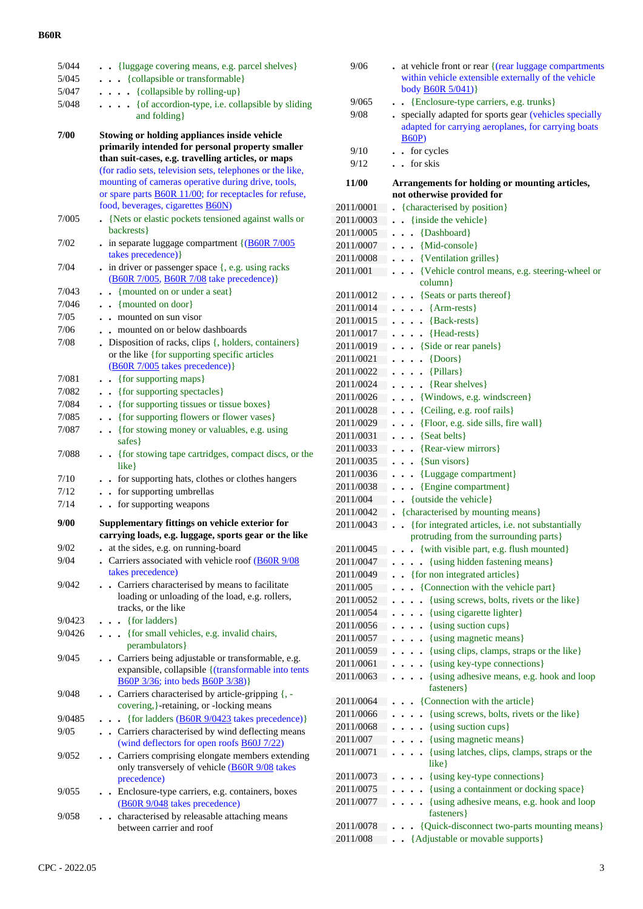| | |
|---|---|
| 5/044 | . . {luggage covering means, e.g. parcel shelves} |
| 5/045 | . . . {collapsible or transformable} |
| 5/047 | . . . . {collapsible by rolling-up} |
| 5/048 | . . . . {of accordion-type, i.e. collapsible by sliding and folding} |
| **7/00** | **Stowing or holding appliances inside vehicle primarily intended for personal property smaller than suit-cases, e.g. travelling articles, or maps** (for radio sets, television sets, telephones or the like, mounting of cameras operative during drive, tools, or spare parts B60R 11/00; for receptacles for refuse, food, beverages, cigarettes B60N) |
| 7/005 | . {Nets or elastic pockets tensioned against walls or backrests} |
| 7/02 | . in separate luggage compartment {(B60R 7/005 takes precedence)} |
| 7/04 | . in driver or passenger space {, e.g. using racks (B60R 7/005, B60R 7/08 take precedence)} |
| 7/043 | . . {mounted on or under a seat} |
| 7/046 | . . {mounted on door} |
| 7/05 | . . mounted on sun visor |
| 7/06 | . . mounted on or below dashboards |
| 7/08 | . Disposition of racks, clips {, holders, containers} or the like {for supporting specific articles (B60R 7/005 takes precedence)} |
| 7/081 | . . {for supporting maps} |
| 7/082 | . . {for supporting spectacles} |
| 7/084 | . . {for supporting tissues or tissue boxes} |
| 7/085 | . . {for supporting flowers or flower vases} |
| 7/087 | . . {for stowing money or valuables, e.g. using safes} |
| 7/088 | . . {for stowing tape cartridges, compact discs, or the like} |
| 7/10 | . . for supporting hats, clothes or clothes hangers |
| 7/12 | . . for supporting umbrellas |
| 7/14 | . . for supporting weapons |
| **9/00** | **Supplementary fittings on vehicle exterior for carrying loads, e.g. luggage, sports gear or the like** |
| 9/02 | . at the sides, e.g. on running-board |
| 9/04 | . Carriers associated with vehicle roof (B60R 9/08 takes precedence) |
| 9/042 | . . Carriers characterised by means to facilitate loading or unloading of the load, e.g. rollers, tracks, or the like |
| 9/0423 | . . . {for ladders} |
| 9/0426 | . . . {for small vehicles, e.g. invalid chairs, perambulators} |
| 9/045 | . . Carriers being adjustable or transformable, e.g. expansible, collapsible {(transformable into tents B60P 3/36; into beds B60P 3/38)} |
| 9/048 | . . Carriers characterised by article-gripping {, -covering,}-retaining, or -locking means |
| 9/0485 | . . . {for ladders (B60R 9/0423 takes precedence)} |
| 9/05 | . . Carriers characterised by wind deflecting means (wind deflectors for open roofs B60J 7/22) |
| 9/052 | . . Carriers comprising elongate members extending only transversely of vehicle (B60R 9/08 takes precedence) |
| 9/055 | . . Enclosure-type carriers, e.g. containers, boxes (B60R 9/048 takes precedence) |
| 9/058 | . . characterised by releasable attaching means between carrier and roof |
| 9/06 | . at vehicle front or rear {(rear luggage compartments within vehicle extensible externally of the vehicle body B60R 5/041)} |
| 9/065 | . . {Enclosure-type carriers, e.g. trunks} |
| 9/08 | . specially adapted for sports gear (vehicles specially adapted for carrying aeroplanes, for carrying boats B60P) |
| 9/10 | . . for cycles |
| 9/12 | . . for skis |
| **11/00** | **Arrangements for holding or mounting articles, not otherwise provided for** |
| 2011/0001 | . {characterised by position} |
| 2011/0003 | . . {inside the vehicle} |
| 2011/0005 | . . . {Dashboard} |
| 2011/0007 | . . . {Mid-console} |
| 2011/0008 | . . . {Ventilation grilles} |
| 2011/001 | . . . {Vehicle control means, e.g. steering-wheel or column} |
| 2011/0012 | . . . {Seats or parts thereof} |
| 2011/0014 | . . . . {Arm-rests} |
| 2011/0015 | . . . . {Back-rests} |
| 2011/0017 | . . . . {Head-rests} |
| 2011/0019 | . . . {Side or rear panels} |
| 2011/0021 | . . . . {Doors} |
| 2011/0022 | . . . . {Pillars} |
| 2011/0024 | . . . . {Rear shelves} |
| 2011/0026 | . . . {Windows, e.g. windscreen} |
| 2011/0028 | . . . {Ceiling, e.g. roof rails} |
| 2011/0029 | . . . {Floor, e.g. side sills, fire wall} |
| 2011/0031 | . . . {Seat belts} |
| 2011/0033 | . . . {Rear-view mirrors} |
| 2011/0035 | . . . {Sun visors} |
| 2011/0036 | . . . {Luggage compartment} |
| 2011/0038 | . . . {Engine compartment} |
| 2011/004 | . . {outside the vehicle} |
| 2011/0042 | . {characterised by mounting means} |
| 2011/0043 | . . {for integrated articles, i.e. not substantially protruding from the surrounding parts} |
| 2011/0045 | . . . {with visible part, e.g. flush mounted} |
| 2011/0047 | . . . . {using hidden fastening means} |
| 2011/0049 | . . {for non integrated articles} |
| 2011/005 | . . . {Connection with the vehicle part} |
| 2011/0052 | . . . . {using screws, bolts, rivets or the like} |
| 2011/0054 | . . . . {using cigarette lighter} |
| 2011/0056 | . . . . {using suction cups} |
| 2011/0057 | . . . . {using magnetic means} |
| 2011/0059 | . . . . {using clips, clamps, straps or the like} |
| 2011/0061 | . . . . {using key-type connections} |
| 2011/0063 | . . . . {using adhesive means, e.g. hook and loop fasteners} |
| 2011/0064 | . . . {Connection with the article} |
| 2011/0066 | . . . . {using screws, bolts, rivets or the like} |
| 2011/0068 | . . . . {using suction cups} |
| 2011/007 | . . . . {using magnetic means} |
| 2011/0071 | . . . . {using latches, clips, clamps, straps or the like} |
| 2011/0073 | . . . . {using key-type connections} |
| 2011/0075 | . . . . {using a containment or docking space} |
| 2011/0077 | . . . . {using adhesive means, e.g. hook and loop fasteners} |
| 2011/0078 | . . . {Quick-disconnect two-parts mounting means} |
| 2011/008 | . . {Adjustable or movable supports} |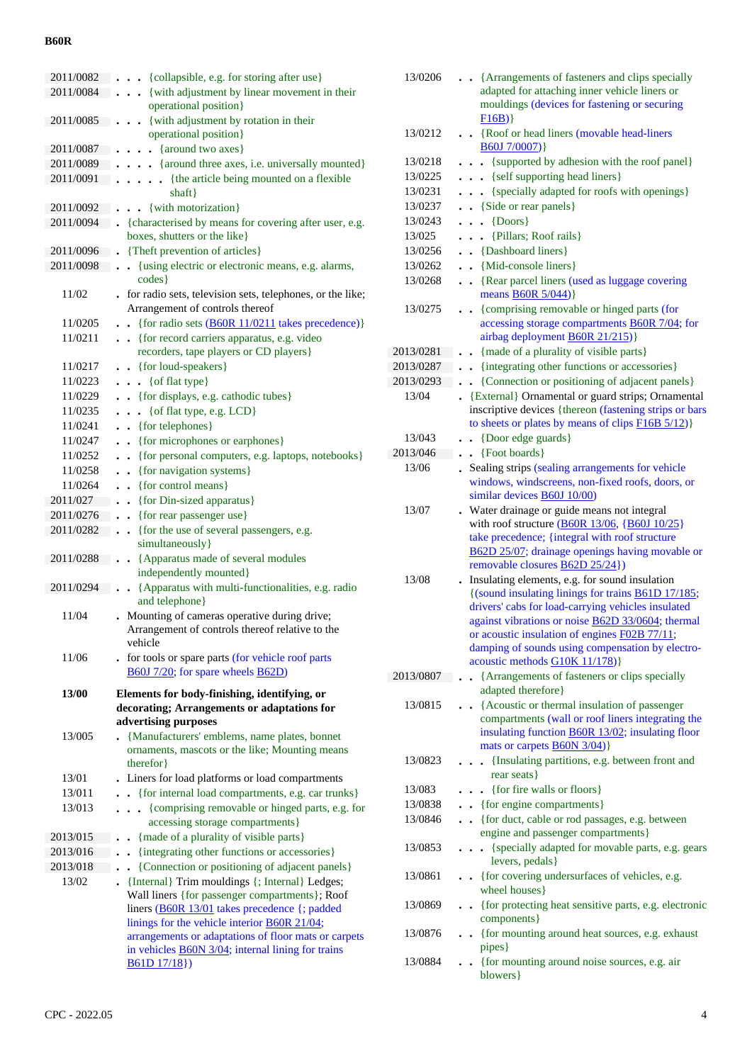| | |
|---|---|
| 2011/0082 | . . . {collapsible, e.g. for storing after use} |
| 2011/0084 | . . . {with adjustment by linear movement in their operational position} |
| 2011/0085 | . . . {with adjustment by rotation in their operational position} |
| 2011/0087 | . . . . {around two axes} |
| 2011/0089 | . . . . {around three axes, i.e. universally mounted} |
| 2011/0091 | . . . . . {the article being mounted on a flexible shaft} |
| 2011/0092 | . . . {with motorization} |
| 2011/0094 | . {characterised by means for covering after user, e.g. boxes, shutters or the like} |
| 2011/0096 | . {Theft prevention of articles} |
| 2011/0098 | . . {using electric or electronic means, e.g. alarms, codes} |
| 11/02 | . for radio sets, television sets, telephones, or the like; Arrangement of controls thereof |
| 11/0205 | . . {for radio sets (B60R 11/0211 takes precedence)} |
| 11/0211 | . . {for record carriers apparatus, e.g. video recorders, tape players or CD players} |
| 11/0217 | . . {for loud-speakers} |
| 11/0223 | . . . {of flat type} |
| 11/0229 | . . {for displays, e.g. cathodic tubes} |
| 11/0235 | . . . {of flat type, e.g. LCD} |
| 11/0241 | . . {for telephones} |
| 11/0247 | . . {for microphones or earphones} |
| 11/0252 | . . {for personal computers, e.g. laptops, notebooks} |
| 11/0258 | . . {for navigation systems} |
| 11/0264 | . . {for control means} |
| 2011/027 | . . {for Din-sized apparatus} |
| 2011/0276 | . . {for rear passenger use} |
| 2011/0282 | . . {for the use of several passengers, e.g. simultaneously} |
| 2011/0288 | . . {Apparatus made of several modules independently mounted} |
| 2011/0294 | . . {Apparatus with multi-functionalities, e.g. radio and telephone} |
| 11/04 | . Mounting of cameras operative during drive; Arrangement of controls thereof relative to the vehicle |
| 11/06 | . for tools or spare parts (for vehicle roof parts B60J 7/20; for spare wheels B62D) |
| **13/00** | **Elements for body-finishing, identifying, or decorating; Arrangements or adaptations for advertising purposes** |
| 13/005 | . {Manufacturers' emblems, name plates, bonnet ornaments, mascots or the like; Mounting means therefor} |
| 13/01 | . Liners for load platforms or load compartments |
| 13/011 | . . {for internal load compartments, e.g. car trunks} |
| 13/013 | . . . {comprising removable or hinged parts, e.g. for accessing storage compartments} |
| 2013/015 | . . {made of a plurality of visible parts} |
| 2013/016 | . . {integrating other functions or accessories} |
| 2013/018 | . . {Connection or positioning of adjacent panels} |
| 13/02 | . {Internal} Trim mouldings {; Internal} Ledges; Wall liners {for passenger compartments}; Roof liners (B60R 13/01 takes precedence {; padded linings for the vehicle interior B60R 21/04; arrangements or adaptations of floor mats or carpets in vehicles B60N 3/04; internal lining for trains B61D 17/18}) |
| 13/0206 | . . {Arrangements of fasteners and clips specially adapted for attaching inner vehicle liners or mouldings (devices for fastening or securing F16B)} |
| 13/0212 | . . {Roof or head liners (movable head-liners B60J 7/0007)} |
| 13/0218 | . . . {supported by adhesion with the roof panel} |
| 13/0225 | . . . {self supporting head liners} |
| 13/0231 | . . . {specially adapted for roofs with openings} |
| 13/0237 | . . {Side or rear panels} |
| 13/0243 | . . . {Doors} |
| 13/025 | . . . {Pillars; Roof rails} |
| 13/0256 | . . {Dashboard liners} |
| 13/0262 | . . {Mid-console liners} |
| 13/0268 | . . {Rear parcel liners (used as luggage covering means B60R 5/044)} |
| 13/0275 | . . {comprising removable or hinged parts (for accessing storage compartments B60R 7/04; for airbag deployment B60R 21/215)} |
| 2013/0281 | . . {made of a plurality of visible parts} |
| 2013/0287 | . . {integrating other functions or accessories} |
| 2013/0293 | . . {Connection or positioning of adjacent panels} |
| 13/04 | . {External} Ornamental or guard strips; Ornamental inscriptive devices {thereon (fastening strips or bars to sheets or plates by means of clips F16B 5/12)} |
| 13/043 | . . {Door edge guards} |
| 2013/046 | . . {Foot boards} |
| 13/06 | . Sealing strips (sealing arrangements for vehicle windows, windscreens, non-fixed roofs, doors, or similar devices B60J 10/00) |
| 13/07 | . Water drainage or guide means not integral with roof structure (B60R 13/06, {B60J 10/25} take precedence; {integral with roof structure B62D 25/07; drainage openings having movable or removable closures B62D 25/24}) |
| 13/08 | . Insulating elements, e.g. for sound insulation {(sound insulating linings for trains B61D 17/185; drivers' cabs for load-carrying vehicles insulated against vibrations or noise B62D 33/0604; thermal or acoustic insulation of engines F02B 77/11; damping of sounds using compensation by electro-acoustic methods G10K 11/178)} |
| 2013/0807 | . . {Arrangements of fasteners or clips specially adapted therefore} |
| 13/0815 | . . {Acoustic or thermal insulation of passenger compartments (wall or roof liners integrating the insulating function B60R 13/02; insulating floor mats or carpets B60N 3/04)} |
| 13/0823 | . . . {Insulating partitions, e.g. between front and rear seats} |
| 13/083 | . . . {for fire walls or floors} |
| 13/0838 | . . {for engine compartments} |
| 13/0846 | . . {for duct, cable or rod passages, e.g. between engine and passenger compartments} |
| 13/0853 | . . . {specially adapted for movable parts, e.g. gears levers, pedals} |
| 13/0861 | . . {for covering undersurfaces of vehicles, e.g. wheel houses} |
| 13/0869 | . . {for protecting heat sensitive parts, e.g. electronic components} |
| 13/0876 | . . {for mounting around heat sources, e.g. exhaust pipes} |
| 13/0884 | . . {for mounting around noise sources, e.g. air blowers} |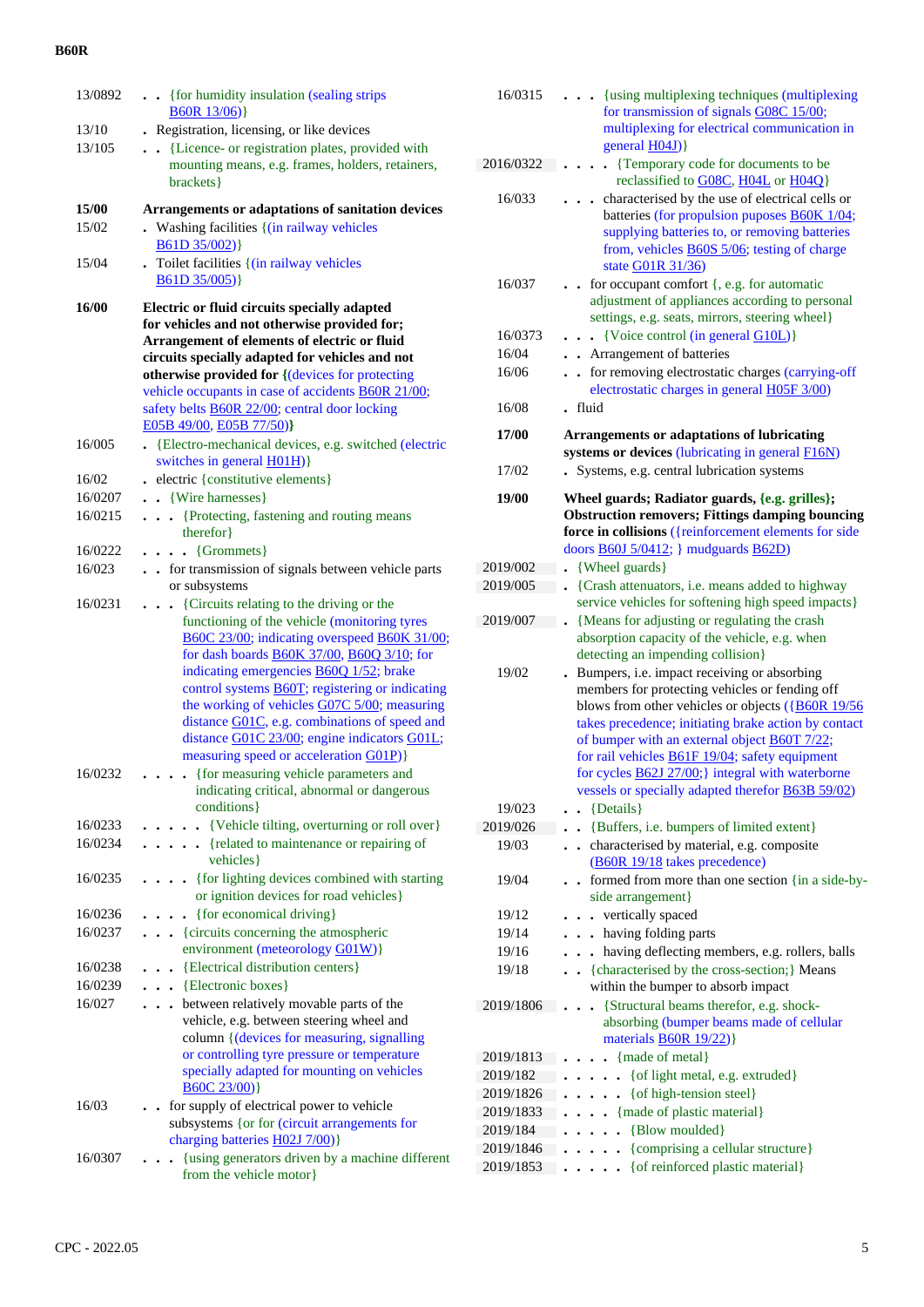| | |
|---|---|
| 13/0892 | . . {for humidity insulation (sealing strips B60R 13/06)} |
| 13/10 | . Registration, licensing, or like devices |
| 13/105 | . . {Licence- or registration plates, provided with mounting means, e.g. frames, holders, retainers, brackets} |
| **15/00** | **Arrangements or adaptations of sanitation devices** |
| 15/02 | . Washing facilities {(in railway vehicles B61D 35/002)} |
| 15/04 | . Toilet facilities {(in railway vehicles B61D 35/005)} |
| **16/00** | **Electric or fluid circuits specially adapted for vehicles and not otherwise provided for; Arrangement of elements of electric or fluid circuits specially adapted for vehicles and not otherwise provided for** {(devices for protecting vehicle occupants in case of accidents B60R 21/00; safety belts B60R 22/00; central door locking E05B 49/00, E05B 77/50)**}** |
| 16/005 | . {Electro-mechanical devices, e.g. switched (electric switches in general H01H)} |
| 16/02 | . electric {constitutive elements} |
| 16/0207 | . . {Wire harnesses} |
| 16/0215 | . . . {Protecting, fastening and routing means therefor} |
| 16/0222 | . . . . {Grommets} |
| 16/023 | . . for transmission of signals between vehicle parts or subsystems |
| 16/0231 | . . . {Circuits relating to the driving or the functioning of the vehicle (monitoring tyres B60C 23/00; indicating overspeed B60K 31/00; for dash boards B60K 37/00, B60Q 3/10; for indicating emergencies B60Q 1/52; brake control systems B60T; registering or indicating the working of vehicles G07C 5/00; measuring distance G01C, e.g. combinations of speed and distance G01C 23/00; engine indicators G01L; measuring speed or acceleration G01P)} |
| 16/0232 | . . . . {for measuring vehicle parameters and indicating critical, abnormal or dangerous conditions} |
| 16/0233 | . . . . . {Vehicle tilting, overturning or roll over} |
| 16/0234 | . . . . . {related to maintenance or repairing of vehicles} |
| 16/0235 | . . . . {for lighting devices combined with starting or ignition devices for road vehicles} |
| 16/0236 | . . . . {for economical driving} |
| 16/0237 | . . . {circuits concerning the atmospheric environment (meteorology G01W)} |
| 16/0238 | . . . {Electrical distribution centers} |
| 16/0239 | . . . {Electronic boxes} |
| 16/027 | . . . between relatively movable parts of the vehicle, e.g. between steering wheel and column {(devices for measuring, signalling or controlling tyre pressure or temperature specially adapted for mounting on vehicles B60C 23/00)} |
| 16/03 | . . for supply of electrical power to vehicle subsystems {or for (circuit arrangements for charging batteries H02J 7/00)} |
| 16/0307 | . . . {using generators driven by a machine different from the vehicle motor} |
| 16/0315 | . . . {using multiplexing techniques (multiplexing for transmission of signals G08C 15/00; multiplexing for electrical communication in general H04J)} |
| 2016/0322 | . . . . {Temporary code for documents to be reclassified to G08C, H04L or H04Q} |
| 16/033 | . . . characterised by the use of electrical cells or batteries (for propulsion puposes B60K 1/04; supplying batteries to, or removing batteries from, vehicles B60S 5/06; testing of charge state G01R 31/36) |
| 16/037 | . . for occupant comfort {, e.g. for automatic adjustment of appliances according to personal settings, e.g. seats, mirrors, steering wheel} |
| 16/0373 | . . . {Voice control (in general G10L)} |
| 16/04 | . . Arrangement of batteries |
| 16/06 | . . for removing electrostatic charges (carrying-off electrostatic charges in general H05F 3/00) |
| 16/08 | . fluid |
| **17/00** | **Arrangements or adaptations of lubricating systems or devices** (lubricating in general F16N) |
| 17/02 | . Systems, e.g. central lubrication systems |
| **19/00** | **Wheel guards; Radiator guards, {e.g. grilles}; Obstruction removers; Fittings damping bouncing force in collisions** ({reinforcement elements for side doors B60J 5/0412; } mudguards B62D) |
| 2019/002 | . {Wheel guards} |
| 2019/005 | . {Crash attenuators, i.e. means added to highway service vehicles for softening high speed impacts} |
| 2019/007 | . {Means for adjusting or regulating the crash absorption capacity of the vehicle, e.g. when detecting an impending collision} |
| 19/02 | . Bumpers, i.e. impact receiving or absorbing members for protecting vehicles or fending off blows from other vehicles or objects ({B60R 19/56 takes precedence; initiating brake action by contact of bumper with an external object B60T 7/22; for rail vehicles B61F 19/04; safety equipment for cycles B62J 27/00;} integral with waterborne vessels or specially adapted therefor B63B 59/02) |
| 19/023 | . . {Details} |
| 2019/026 | . . {Buffers, i.e. bumpers of limited extent} |
| 19/03 | . . characterised by material, e.g. composite (B60R 19/18 takes precedence) |
| 19/04 | . . formed from more than one section {in a side-by-side arrangement} |
| 19/12 | . . . vertically spaced |
| 19/14 | . . . having folding parts |
| 19/16 | . . . having deflecting members, e.g. rollers, balls |
| 19/18 | . . {characterised by the cross-section;} Means within the bumper to absorb impact |
| 2019/1806 | . . . {Structural beams therefor, e.g. shock-absorbing (bumper beams made of cellular materials B60R 19/22)} |
| 2019/1813 | . . . . {made of metal} |
| 2019/182 | . . . . . {of light metal, e.g. extruded} |
| 2019/1826 | . . . . . {of high-tension steel} |
| 2019/1833 | . . . . {made of plastic material} |
| 2019/184 | . . . . . {Blow moulded} |
| 2019/1846 | . . . . . {comprising a cellular structure} |
| 2019/1853 | . . . . . {of reinforced plastic material} |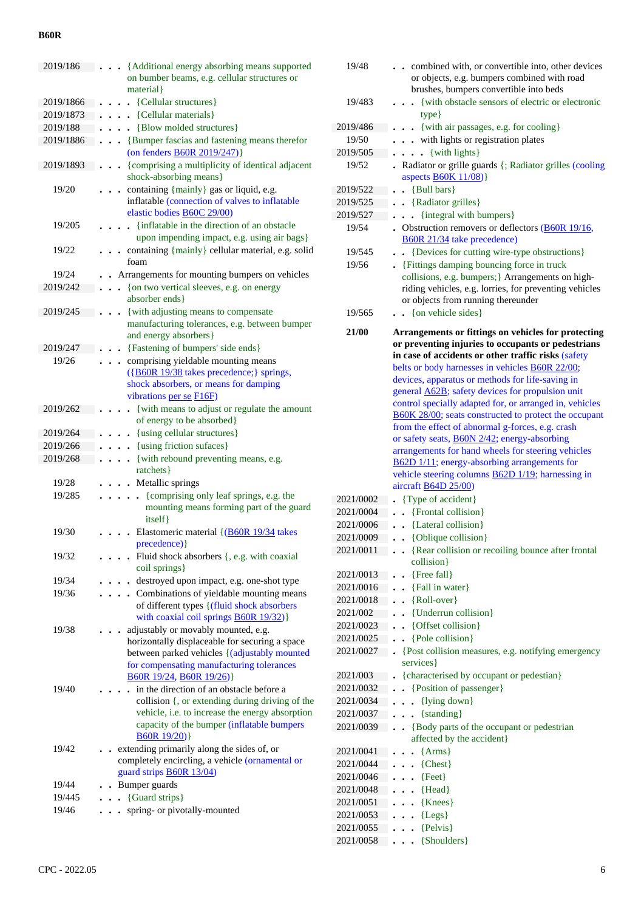| | |
|---|---|
| 2019/186 | . . . {Additional energy absorbing means supported on bumber beams, e.g. cellular structures or material} |
| 2019/1866 | . . . . {Cellular structures} |
| 2019/1873 | . . . . {Cellular materials} |
| 2019/188 | . . . . {Blow molded structures} |
| 2019/1886 | . . . {Bumper fascias and fastening means therefor (on fenders B60R 2019/247)} |
| 2019/1893 | . . . {comprising a multiplicity of identical adjacent shock-absorbing means} |
| 19/20 | . . . containing {mainly} gas or liquid, e.g. inflatable (connection of valves to inflatable elastic bodies B60C 29/00) |
| 19/205 | . . . . {inflatable in the direction of an obstacle upon impending impact, e.g. using air bags} |
| 19/22 | . . . containing {mainly} cellular material, e.g. solid foam |
| 19/24 | . . Arrangements for mounting bumpers on vehicles |
| 2019/242 | . . . {on two vertical sleeves, e.g. on energy absorber ends} |
| 2019/245 | . . . {with adjusting means to compensate manufacturing tolerances, e.g. between bumper and energy absorbers} |
| 2019/247 | . . . {Fastening of bumpers' side ends} |
| 19/26 | . . . comprising yieldable mounting means ({B60R 19/38 takes precedence;} springs, shock absorbers, or means for damping vibrations per se F16F) |
| 2019/262 | . . . . {with means to adjust or regulate the amount of energy to be absorbed} |
| 2019/264 | . . . . {using cellular structures} |
| 2019/266 | . . . . {using friction sufaces} |
| 2019/268 | . . . . {with rebound preventing means, e.g. ratchets} |
| 19/28 | . . . . Metallic springs |
| 19/285 | . . . . . {comprising only leaf springs, e.g. the mounting means forming part of the guard itself} |
| 19/30 | . . . . Elastomeric material {(B60R 19/34 takes precedence)} |
| 19/32 | . . . . Fluid shock absorbers {, e.g. with coaxial coil springs} |
| 19/34 | . . . . destroyed upon impact, e.g. one-shot type |
| 19/36 | . . . . Combinations of yieldable mounting means of different types {(fluid shock absorbers with coaxial coil springs B60R 19/32)} |
| 19/38 | . . . adjustably or movably mounted, e.g. horizontally displaceable for securing a space between parked vehicles {(adjustably mounted for compensating manufacturing tolerances B60R 19/24, B60R 19/26)} |
| 19/40 | . . . . in the direction of an obstacle before a collision {, or extending during driving of the vehicle, i.e. to increase the energy absorption capacity of the bumper (inflatable bumpers B60R 19/20)} |
| 19/42 | . . extending primarily along the sides of, or completely encircling, a vehicle (ornamental or guard strips B60R 13/04) |
| 19/44 | . . Bumper guards |
| 19/445 | . . . {Guard strips} |
| 19/46 | . . . spring- or pivotally-mounted |
| 19/48 | . . combined with, or convertible into, other devices or objects, e.g. bumpers combined with road brushes, bumpers convertible into beds |
| 19/483 | . . . {with obstacle sensors of electric or electronic type} |
| 2019/486 | . . . {with air passages, e.g. for cooling} |
| 19/50 | . . . with lights or registration plates |
| 2019/505 | . . . . {with lights} |
| 19/52 | . Radiator or grille guards {; Radiator grilles (cooling aspects B60K 11/08)} |
| 2019/522 | . . {Bull bars} |
| 2019/525 | . . {Radiator grilles} |
| 2019/527 | . . . {integral with bumpers} |
| 19/54 | . Obstruction removers or deflectors (B60R 19/16, B60R 21/34 take precedence) |
| 19/545 | . . {Devices for cutting wire-type obstructions} |
| 19/56 | . {Fittings damping bouncing force in truck collisions, e.g. bumpers;} Arrangements on high-riding vehicles, e.g. lorries, for preventing vehicles or objects from running thereunder |
| 19/565 | . . {on vehicle sides} |
| **21/00** | **Arrangements or fittings on vehicles for protecting or preventing injuries to occupants or pedestrians in case of accidents or other traffic risks** (safety belts or body harnesses in vehicles B60R 22/00; devices, apparatus or methods for life-saving in general A62B; safety devices for propulsion unit control specially adapted for, or arranged in, vehicles B60K 28/00; seats constructed to protect the occupant from the effect of abnormal g-forces, e.g. crash or safety seats, B60N 2/42; energy-absorbing arrangements for hand wheels for steering vehicles B62D 1/11; energy-absorbing arrangements for vehicle steering columns B62D 1/19; harnessing in aircraft B64D 25/00) |
| 2021/0002 | . {Type of accident} |
| 2021/0004 | . . {Frontal collision} |
| 2021/0006 | . . {Lateral collision} |
| 2021/0009 | . . {Oblique collision} |
| 2021/0011 | . . {Rear collision or recoiling bounce after frontal collision} |
| 2021/0013 | . . {Free fall} |
| 2021/0016 | . . {Fall in water} |
| 2021/0018 | . . {Roll-over} |
| 2021/002 | . . {Underrun collision} |
| 2021/0023 | . . {Offset collision} |
| 2021/0025 | . . {Pole collision} |
| 2021/0027 | . {Post collision measures, e.g. notifying emergency services} |
| 2021/003 | . {characterised by occupant or pedestian} |
| 2021/0032 | . . {Position of passenger} |
| 2021/0034 | . . . {lying down} |
| 2021/0037 | . . . {standing} |
| 2021/0039 | . . {Body parts of the occupant or pedestrian affected by the accident} |
| 2021/0041 | . . . {Arms} |
| 2021/0044 | . . . {Chest} |
| 2021/0046 | . . . {Feet} |
| 2021/0048 | . . . {Head} |
| 2021/0051 | . . . {Knees} |
| 2021/0053 | . . . {Legs} |
| 2021/0055 | . . . {Pelvis} |
| 2021/0058 | . . . {Shoulders} |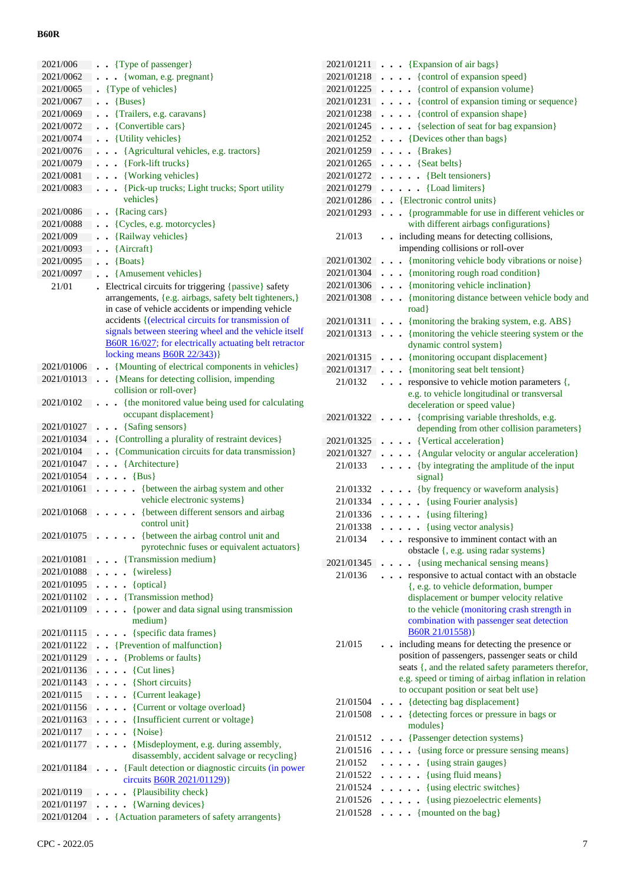| | |
|---|---|
| 2021/006 | . . {Type of passenger} |
| 2021/0062 | . . . {woman, e.g. pregnant} |
| 2021/0065 | . {Type of vehicles} |
| 2021/0067 | . . {Buses} |
| 2021/0069 | . . {Trailers, e.g. caravans} |
| 2021/0072 | . . {Convertible cars} |
| 2021/0074 | . . {Utility vehicles} |
| 2021/0076 | . . . {Agricultural vehicles, e.g. tractors} |
| 2021/0079 | . . . {Fork-lift trucks} |
| 2021/0081 | . . . {Working vehicles} |
| 2021/0083 | . . . {Pick-up trucks; Light trucks; Sport utility vehicles} |
| 2021/0086 | . . {Racing cars} |
| 2021/0088 | . . {Cycles, e.g. motorcycles} |
| 2021/009 | . . {Railway vehicles} |
| 2021/0093 | . . {Aircraft} |
| 2021/0095 | . . {Boats} |
| 2021/0097 | . . {Amusement vehicles} |
| 21/01 | . Electrical circuits for triggering {passive} safety arrangements, {e.g. airbags, safety belt tighteners,} in case of vehicle accidents or impending vehicle accidents {(electrical circuits for transmission of signals between steering wheel and the vehicle itself B60R 16/027; for electrically actuating belt retractor locking means B60R 22/343)} |
| 2021/01006 | . . {Mounting of electrical components in vehicles} |
| 2021/01013 | . . {Means for detecting collision, impending collision or roll-over} |
| 2021/0102 | . . . {the monitored value being used for calculating occupant displacement} |
| 2021/01027 | . . . {Safing sensors} |
| 2021/01034 | . . {Controlling a plurality of restraint devices} |
| 2021/0104 | . . {Communication circuits for data transmission} |
| 2021/01047 | . . . {Architecture} |
| 2021/01054 | . . . . {Bus} |
| 2021/01061 | . . . . . {between the airbag system and other vehicle electronic systems} |
| 2021/01068 | . . . . . {between different sensors and airbag control unit} |
| 2021/01075 | . . . . . {between the airbag control unit and pyrotechnic fuses or equivalent actuators} |
| 2021/01081 | . . . {Transmission medium} |
| 2021/01088 | . . . . {wireless} |
| 2021/01095 | . . . . {optical} |
| 2021/01102 | . . . {Transmission method} |
| 2021/01109 | . . . . {power and data signal using transmission medium} |
| 2021/01115 | . . . . {specific data frames} |
| 2021/01122 | . . {Prevention of malfunction} |
| 2021/01129 | . . . {Problems or faults} |
| 2021/01136 | . . . . {Cut lines} |
| 2021/01143 | . . . . {Short circuits} |
| 2021/0115 | . . . . {Current leakage} |
| 2021/01156 | . . . . {Current or voltage overload} |
| 2021/01163 | . . . . {Insufficient current or voltage} |
| 2021/0117 | . . . . {Noise} |
| 2021/01177 | . . . . {Misdeployment, e.g. during assembly, disassembly, accident salvage or recycling} |
| 2021/01184 | . . . {Fault detection or diagnostic circuits (in power circuits B60R 2021/01129)} |
| 2021/0119 | . . . . {Plausibility check} |
| 2021/01197 | . . . . {Warning devices} |
| 2021/01204 | . . {Actuation parameters of safety arrangents} |
| 2021/01211 | . . . {Expansion of air bags} |
| 2021/01218 | . . . . {control of expansion speed} |
| 2021/01225 | . . . . {control of expansion volume} |
| 2021/01231 | . . . . {control of expansion timing or sequence} |
| 2021/01238 | . . . . {control of expansion shape} |
| 2021/01245 | . . . . {selection of seat for bag expansion} |
| 2021/01252 | . . . {Devices other than bags} |
| 2021/01259 | . . . . {Brakes} |
| 2021/01265 | . . . . {Seat belts} |
| 2021/01272 | . . . . . {Belt tensioners} |
| 2021/01279 | . . . . . {Load limiters} |
| 2021/01286 | . . {Electronic control units} |
| 2021/01293 | . . . {programmable for use in different vehicles or with different airbags configurations} |
| 21/013 | . . including means for detecting collisions, impending collisions or roll-over |
| 2021/01302 | . . . {monitoring vehicle body vibrations or noise} |
| 2021/01304 | . . . {monitoring rough road condition} |
| 2021/01306 | . . . {monitoring vehicle inclination} |
| 2021/01308 | . . . {monitoring distance between vehicle body and road} |
| 2021/01311 | . . . {monitoring the braking system, e.g. ABS} |
| 2021/01313 | . . . {monitoring the vehicle steering system or the dynamic control system} |
| 2021/01315 | . . . {monitoring occupant displacement} |
| 2021/01317 | . . . {monitoring seat belt tensiont} |
| 21/0132 | . . . responsive to vehicle motion parameters {, e.g. to vehicle longitudinal or transversal deceleration or speed value} |
| 2021/01322 | . . . . {comprising variable thresholds, e.g. depending from other collision parameters} |
| 2021/01325 | . . . . {Vertical acceleration} |
| 2021/01327 | . . . . {Angular velocity or angular acceleration} |
| 21/0133 | . . . . {by integrating the amplitude of the input signal} |
| 21/01332 | . . . . {by frequency or waveform analysis} |
| 21/01334 | . . . . . {using Fourier analysis} |
| 21/01336 | . . . . . {using filtering} |
| 21/01338 | . . . . . {using vector analysis} |
| 21/0134 | . . . responsive to imminent contact with an obstacle {, e.g. using radar systems} |
| 2021/01345 | . . . . {using mechanical sensing means} |
| 21/0136 | . . . responsive to actual contact with an obstacle {, e.g. to vehicle deformation, bumper displacement or bumper velocity relative to the vehicle (monitoring crash strength in combination with passenger seat detection B60R 21/01558)} |
| 21/015 | . . including means for detecting the presence or position of passengers, passenger seats or child seats {, and the related safety parameters therefor, e.g. speed or timing of airbag inflation in relation to occupant position or seat belt use} |
| 21/01504 | . . . {detecting bag displacement} |
| 21/01508 | . . . {detecting forces or pressure in bags or modules} |
| 21/01512 | . . . {Passenger detection systems} |
| 21/01516 | . . . . {using force or pressure sensing means} |
| 21/0152 | . . . . . {using strain gauges} |
| 21/01522 | . . . . . {using fluid means} |
| 21/01524 | . . . . . {using electric switches} |
| 21/01526 | . . . . . {using piezoelectric elements} |
| 21/01528 | . . . . {mounted on the bag} |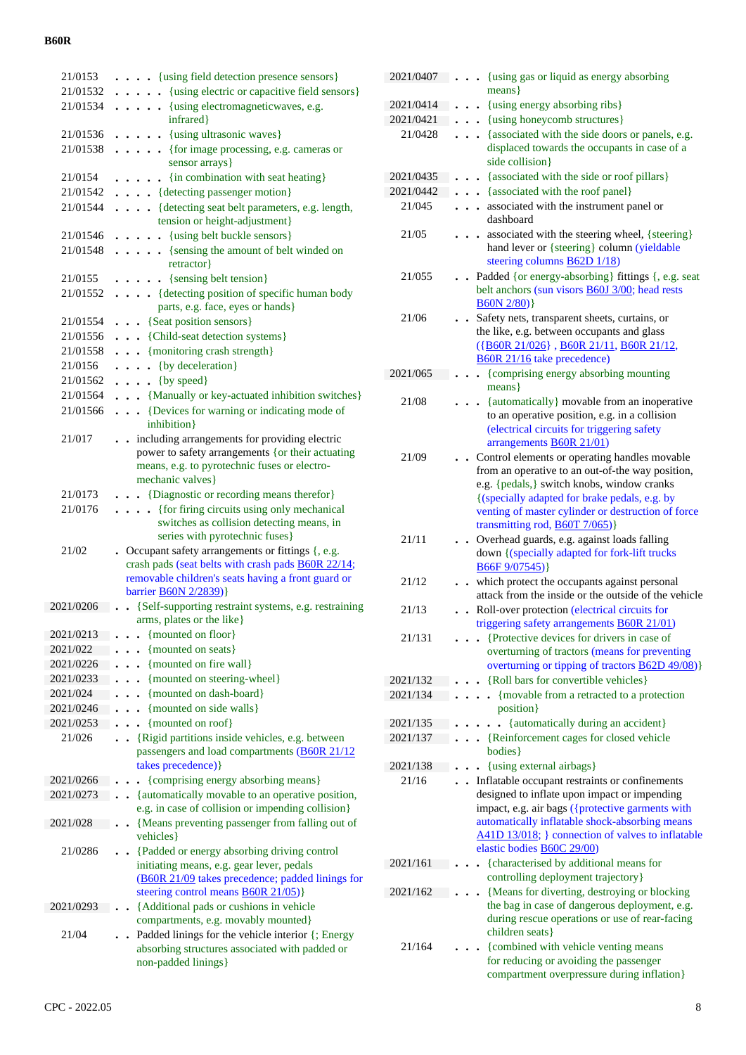| Code | Title |
|---|---|
| 21/0153 | . . . . {using field detection presence sensors} |
| 21/01532 | . . . . . {using electric or capacitive field sensors} |
| 21/01534 | . . . . . {using electromagneticwaves, e.g. infrared} |
| 21/01536 | . . . . . {using ultrasonic waves} |
| 21/01538 | . . . . . {for image processing, e.g. cameras or sensor arrays} |
| 21/0154 | . . . . . {in combination with seat heating} |
| 21/01542 | . . . . {detecting passenger motion} |
| 21/01544 | . . . . {detecting seat belt parameters, e.g. length, tension or height-adjustment} |
| 21/01546 | . . . . . {using belt buckle sensors} |
| 21/01548 | . . . . . {sensing the amount of belt winded on retractor} |
| 21/0155 | . . . . . {sensing belt tension} |
| 21/01552 | . . . . {detecting position of specific human body parts, e.g. face, eyes or hands} |
| 21/01554 | . . . {Seat position sensors} |
| 21/01556 | . . . {Child-seat detection systems} |
| 21/01558 | . . . {monitoring crash strength} |
| 21/0156 | . . . . {by deceleration} |
| 21/01562 | . . . . {by speed} |
| 21/01564 | . . . {Manually or key-actuated inhibition switches} |
| 21/01566 | . . . {Devices for warning or indicating mode of inhibition} |
| 21/017 | . . including arrangements for providing electric power to safety arrangements {or their actuating means, e.g. to pyrotechnic fuses or electro-mechanic valves} |
| 21/0173 | . . . {Diagnostic or recording means therefor} |
| 21/0176 | . . . . {for firing circuits using only mechanical switches as collision detecting means, in series with pyrotechnic fuses} |
| 21/02 | . Occupant safety arrangements or fittings {, e.g. crash pads (seat belts with crash pads B60R 22/14; removable children's seats having a front guard or barrier B60N 2/2839)} |
| 2021/0206 | . . {Self-supporting restraint systems, e.g. restraining arms, plates or the like} |
| 2021/0213 | . . . {mounted on floor} |
| 2021/022 | . . . {mounted on seats} |
| 2021/0226 | . . . {mounted on fire wall} |
| 2021/0233 | . . . {mounted on steering-wheel} |
| 2021/024 | . . . {mounted on dash-board} |
| 2021/0246 | . . . {mounted on side walls} |
| 2021/0253 | . . . {mounted on roof} |
| 21/026 | . . {Rigid partitions inside vehicles, e.g. between passengers and load compartments (B60R 21/12 takes precedence)} |
| 2021/0266 | . . . {comprising energy absorbing means} |
| 2021/0273 | . . {automatically movable to an operative position, e.g. in case of collision or impending collision} |
| 2021/028 | . . {Means preventing passenger from falling out of vehicles} |
| 21/0286 | . . {Padded or energy absorbing driving control initiating means, e.g. gear lever, pedals (B60R 21/09 takes precedence; padded linings for steering control means B60R 21/05)} |
| 2021/0293 | . . {Additional pads or cushions in vehicle compartments, e.g. movably mounted} |
| 21/04 | . . Padded linings for the vehicle interior {; Energy absorbing structures associated with padded or non-padded linings} |
| 2021/0407 | . . . {using gas or liquid as energy absorbing means} |
| 2021/0414 | . . . {using energy absorbing ribs} |
| 2021/0421 | . . . {using honeycomb structures} |
| 21/0428 | . . . {associated with the side doors or panels, e.g. displaced towards the occupants in case of a side collision} |
| 2021/0435 | . . . {associated with the side or roof pillars} |
| 2021/0442 | . . . {associated with the roof panel} |
| 21/045 | . . . associated with the instrument panel or dashboard |
| 21/05 | . . . associated with the steering wheel, {steering} hand lever or {steering} column (yieldable steering columns B62D 1/18) |
| 21/055 | . . Padded {or energy-absorbing} fittings {, e.g. seat belt anchors (sun visors B60J 3/00; head rests B60N 2/80)} |
| 21/06 | . . Safety nets, transparent sheets, curtains, or the like, e.g. between occupants and glass ({B60R 21/026} , B60R 21/11, B60R 21/12, B60R 21/16 take precedence) |
| 2021/065 | . . . {comprising energy absorbing mounting means} |
| 21/08 | . . . {automatically} movable from an inoperative to an operative position, e.g. in a collision (electrical circuits for triggering safety arrangements B60R 21/01) |
| 21/09 | . . Control elements or operating handles movable from an operative to an out-of-the way position, e.g. {pedals,} switch knobs, window cranks {(specially adapted for brake pedals, e.g. by venting of master cylinder or destruction of force transmitting rod, B60T 7/065)} |
| 21/11 | . . Overhead guards, e.g. against loads falling down {(specially adapted for fork-lift trucks B66F 9/07545)} |
| 21/12 | . . which protect the occupants against personal attack from the inside or the outside of the vehicle |
| 21/13 | . . Roll-over protection (electrical circuits for triggering safety arrangements B60R 21/01) |
| 21/131 | . . . {Protective devices for drivers in case of overturning of tractors (means for preventing overturning or tipping of tractors B62D 49/08)} |
| 2021/132 | . . . {Roll bars for convertible vehicles} |
| 2021/134 | . . . . {movable from a retracted to a protection position} |
| 2021/135 | . . . . . {automatically during an accident} |
| 2021/137 | . . . {Reinforcement cages for closed vehicle bodies} |
| 2021/138 | . . . {using external airbags} |
| 21/16 | . . Inflatable occupant restraints or confinements designed to inflate upon impact or impending impact, e.g. air bags ({protective garments with automatically inflatable shock-absorbing means A41D 13/018; } connection of valves to inflatable elastic bodies B60C 29/00) |
| 2021/161 | . . . {characterised by additional means for controlling deployment trajectory} |
| 2021/162 | . . . {Means for diverting, destroying or blocking the bag in case of dangerous deployment, e.g. during rescue operations or use of rear-facing children seats} |
| 21/164 | . . . {combined with vehicle venting means for reducing or avoiding the passenger compartment overpressure during inflation} |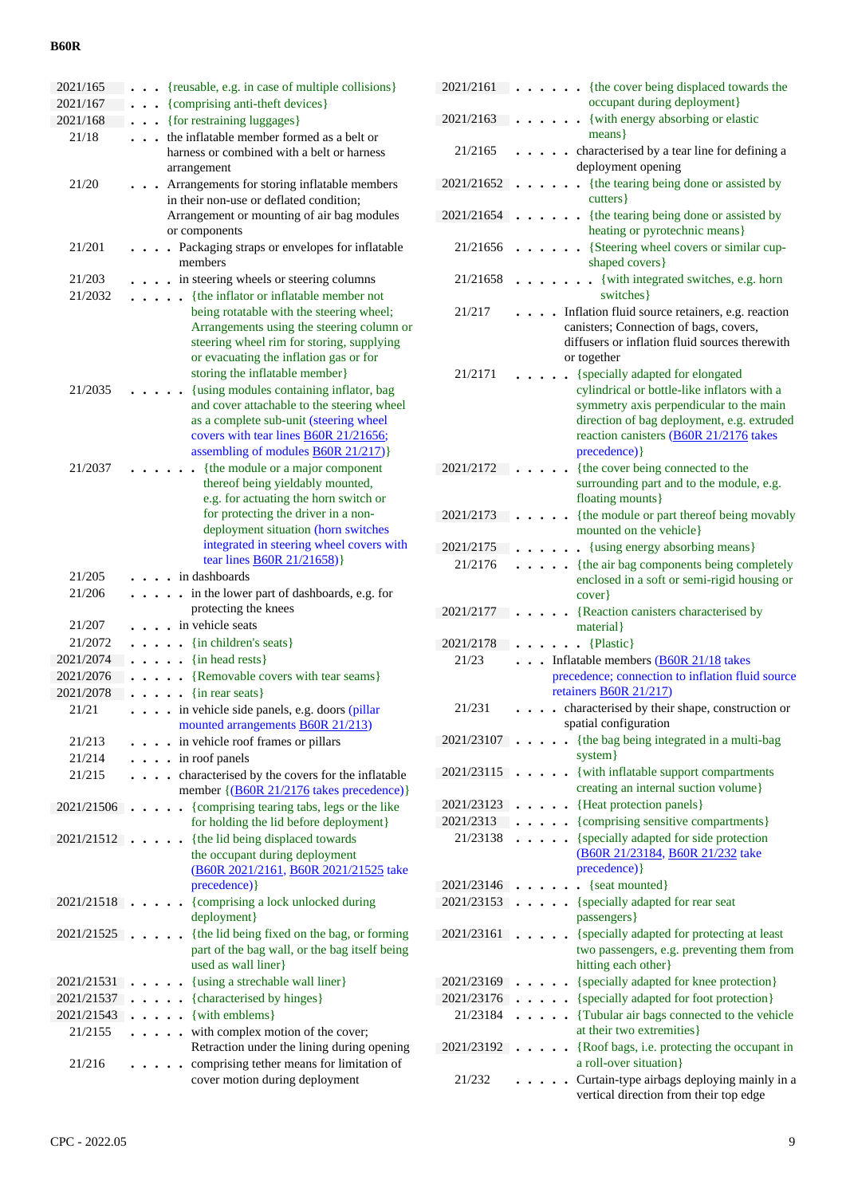| Code | Level | Title |
|---|---|---|
| 2021/165 | . . . | {reusable, e.g. in case of multiple collisions} |
| 2021/167 | . . . | {comprising anti-theft devices} |
| 2021/168 | . . . | {for restraining luggages} |
| 21/18 | . . . | the inflatable member formed as a belt or harness or combined with a belt or harness arrangement |
| 21/20 | . . . | Arrangements for storing inflatable members in their non-use or deflated condition; Arrangement or mounting of air bag modules or components |
| 21/201 | . . . . | Packaging straps or envelopes for inflatable members |
| 21/203 | . . . . | in steering wheels or steering columns |
| 21/2032 | . . . . . | {the inflator or inflatable member not being rotatable with the steering wheel; Arrangements using the steering column or steering wheel rim for storing, supplying or evacuating the inflation gas or for storing the inflatable member} |
| 21/2035 | . . . . . | {using modules containing inflator, bag and cover attachable to the steering wheel as a complete sub-unit (steering wheel covers with tear lines B60R 21/21656; assembling of modules B60R 21/217)} |
| 21/2037 | . . . . . . | {the module or a major component thereof being yieldably mounted, e.g. for actuating the horn switch or for protecting the driver in a non-deployment situation (horn switches integrated in steering wheel covers with tear lines B60R 21/21658)} |
| 21/205 | . . . . | in dashboards |
| 21/206 | . . . . . | in the lower part of dashboards, e.g. for protecting the knees |
| 21/207 | . . . . | in vehicle seats |
| 21/2072 | . . . . . | {in children's seats} |
| 2021/2074 | . . . . . | {in head rests} |
| 2021/2076 | . . . . . | {Removable covers with tear seams} |
| 2021/2078 | . . . . . | {in rear seats} |
| 21/21 | . . . . | in vehicle side panels, e.g. doors (pillar mounted arrangements B60R 21/213) |
| 21/213 | . . . . | in vehicle roof frames or pillars |
| 21/214 | . . . . | in roof panels |
| 21/215 | . . . . | characterised by the covers for the inflatable member {(B60R 21/2176 takes precedence)} |
| 2021/21506 | . . . . . | {comprising tearing tabs, legs or the like for holding the lid before deployment} |
| 2021/21512 | . . . . . | {the lid being displaced towards the occupant during deployment (B60R 2021/2161, B60R 2021/21525 take precedence)} |
| 2021/21518 | . . . . . | {comprising a lock unlocked during deployment} |
| 2021/21525 | . . . . . | {the lid being fixed on the bag, or forming part of the bag wall, or the bag itself being used as wall liner} |
| 2021/21531 | . . . . . | {using a strechable wall liner} |
| 2021/21537 | . . . . . | {characterised by hinges} |
| 2021/21543 | . . . . . | {with emblems} |
| 21/2155 | . . . . . | with complex motion of the cover; Retraction under the lining during opening |
| 21/216 | . . . . . | comprising tether means for limitation of cover motion during deployment |
| 2021/2161 | . . . . . . | {the cover being displaced towards the occupant during deployment} |
| 2021/2163 | . . . . . . | {with energy absorbing or elastic means} |
| 21/2165 | . . . . . | characterised by a tear line for defining a deployment opening |
| 2021/21652 | . . . . . . | {the tearing being done or assisted by cutters} |
| 2021/21654 | . . . . . . | {the tearing being done or assisted by heating or pyrotechnic means} |
| 21/21656 | . . . . . . | {Steering wheel covers or similar cup-shaped covers} |
| 21/21658 | . . . . . . . | {with integrated switches, e.g. horn switches} |
| 21/217 | . . . . | Inflation fluid source retainers, e.g. reaction canisters; Connection of bags, covers, diffusers or inflation fluid sources therewith or together |
| 21/2171 | . . . . . | {specially adapted for elongated cylindrical or bottle-like inflators with a symmetry axis perpendicular to the main direction of bag deployment, e.g. extruded reaction canisters (B60R 21/2176 takes precedence)} |
| 2021/2172 | . . . . . | {the cover being connected to the surrounding part and to the module, e.g. floating mounts} |
| 2021/2173 | . . . . . | {the module or part thereof being movably mounted on the vehicle} |
| 2021/2175 | . . . . . . | {using energy absorbing means} |
| 21/2176 | . . . . . | {the air bag components being completely enclosed in a soft or semi-rigid housing or cover} |
| 2021/2177 | . . . . . | {Reaction canisters characterised by material} |
| 2021/2178 | . . . . . . | {Plastic} |
| 21/23 | . . . | Inflatable members (B60R 21/18 takes precedence; connection to inflation fluid source retainers B60R 21/217) |
| 21/231 | . . . . | characterised by their shape, construction or spatial configuration |
| 2021/23107 | . . . . . | {the bag being integrated in a multi-bag system} |
| 2021/23115 | . . . . . | {with inflatable support compartments creating an internal suction volume} |
| 2021/23123 | . . . . . | {Heat protection panels} |
| 2021/2313 | . . . . . | {comprising sensitive compartments} |
| 21/23138 | . . . . . | {specially adapted for side protection (B60R 21/23184, B60R 21/232 take precedence)} |
| 2021/23146 | . . . . . . | {seat mounted} |
| 2021/23153 | . . . . . | {specially adapted for rear seat passengers} |
| 2021/23161 | . . . . . | {specially adapted for protecting at least two passengers, e.g. preventing them from hitting each other} |
| 2021/23169 | . . . . . | {specially adapted for knee protection} |
| 2021/23176 | . . . . . | {specially adapted for foot protection} |
| 21/23184 | . . . . . | {Tubular air bags connected to the vehicle at their two extremities} |
| 2021/23192 | . . . . . | {Roof bags, i.e. protecting the occupant in a roll-over situation} |
| 21/232 | . . . . . | Curtain-type airbags deploying mainly in a vertical direction from their top edge |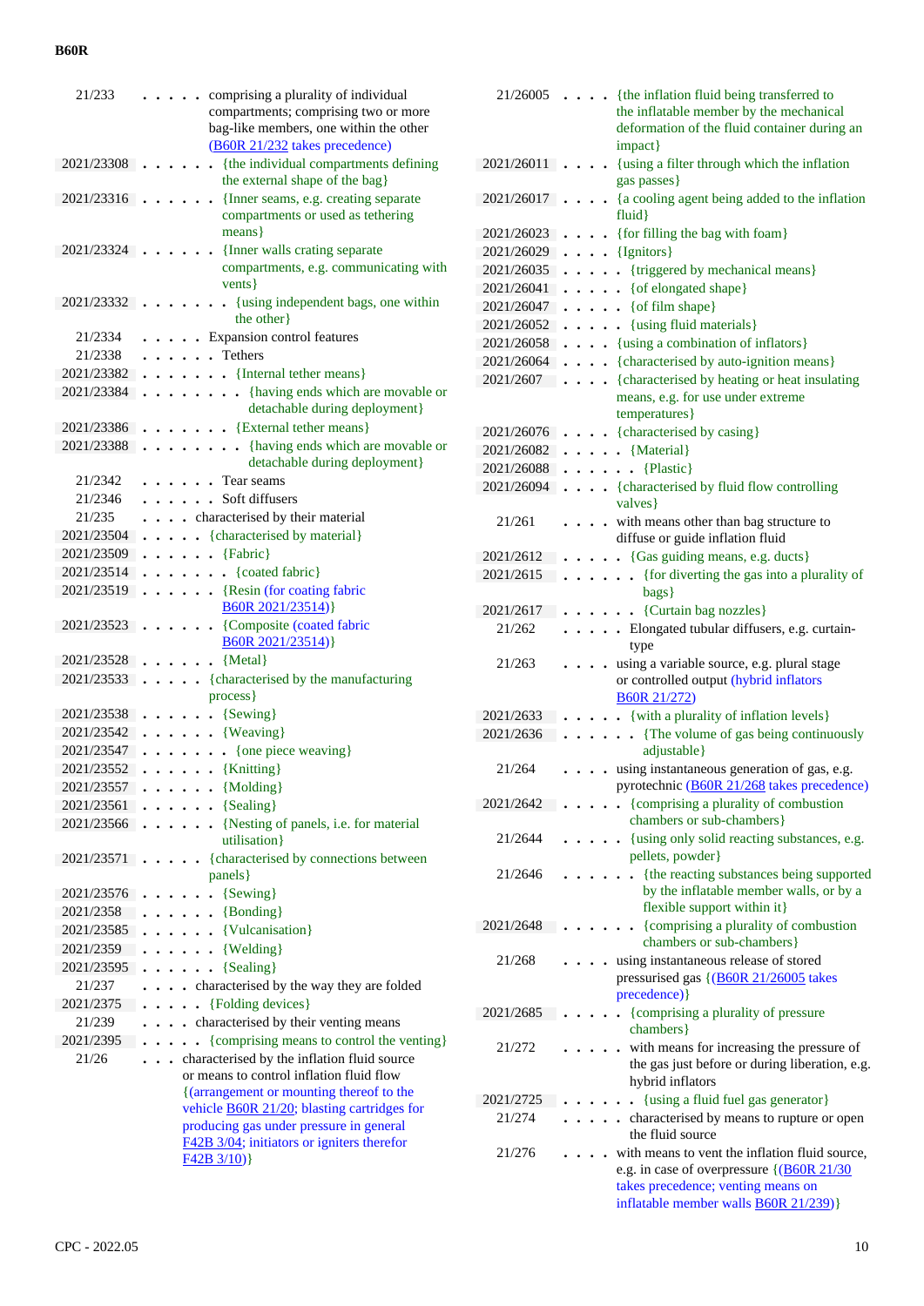| | |
|---|---|
| 21/233 | . . . . . comprising a plurality of individual compartments; comprising two or more bag-like members, one within the other (B60R 21/232 takes precedence) |
| 2021/23308 | . . . . . . {the individual compartments defining the external shape of the bag} |
| 2021/23316 | . . . . . . {Inner seams, e.g. creating separate compartments or used as tethering means} |
| 2021/23324 | . . . . . . {Inner walls crating separate compartments, e.g. communicating with vents} |
| 2021/23332 | . . . . . . . {using independent bags, one within the other} |
| 21/2334 | . . . . . Expansion control features |
| 21/2338 | . . . . . . Tethers |
| 2021/23382 | . . . . . . . {Internal tether means} |
| 2021/23384 | . . . . . . . . {having ends which are movable or detachable during deployment} |
| 2021/23386 | . . . . . . . {External tether means} |
| 2021/23388 | . . . . . . . . {having ends which are movable or detachable during deployment} |
| 21/2342 | . . . . . . Tear seams |
| 21/2346 | . . . . . . Soft diffusers |
| 21/235 | . . . . characterised by their material |
| 2021/23504 | . . . . . {characterised by material} |
| 2021/23509 | . . . . . . {Fabric} |
| 2021/23514 | . . . . . . . {coated fabric} |
| 2021/23519 | . . . . . . {Resin (for coating fabric B60R 2021/23514)} |
| 2021/23523 | . . . . . . {Composite (coated fabric B60R 2021/23514)} |
| 2021/23528 | . . . . . . {Metal} |
| 2021/23533 | . . . . . {characterised by the manufacturing process} |
| 2021/23538 | . . . . . . {Sewing} |
| 2021/23542 | . . . . . . {Weaving} |
| 2021/23547 | . . . . . . . {one piece weaving} |
| 2021/23552 | . . . . . . {Knitting} |
| 2021/23557 | . . . . . . {Molding} |
| 2021/23561 | . . . . . . {Sealing} |
| 2021/23566 | . . . . . . {Nesting of panels, i.e. for material utilisation} |
| 2021/23571 | . . . . . {characterised by connections between panels} |
| 2021/23576 | . . . . . . {Sewing} |
| 2021/2358 | . . . . . . {Bonding} |
| 2021/23585 | . . . . . . {Vulcanisation} |
| 2021/2359 | . . . . . . {Welding} |
| 2021/23595 | . . . . . . {Sealing} |
| 21/237 | . . . . characterised by the way they are folded |
| 2021/2375 | . . . . . {Folding devices} |
| 21/239 | . . . . characterised by their venting means |
| 2021/2395 | . . . . . {comprising means to control the venting} |
| 21/26 | . . . characterised by the inflation fluid source or means to control inflation fluid flow {(arrangement or mounting thereof to the vehicle B60R 21/20; blasting cartridges for producing gas under pressure in general F42B 3/04; initiators or igniters therefor F42B 3/10)} |
| 21/26005 | . . . . {the inflation fluid being transferred to the inflatable member by the mechanical deformation of the fluid container during an impact} |
| 2021/26011 | . . . . {using a filter through which the inflation gas passes} |
| 2021/26017 | . . . . {a cooling agent being added to the inflation fluid} |
| 2021/26023 | . . . . {for filling the bag with foam} |
| 2021/26029 | . . . . {Ignitors} |
| 2021/26035 | . . . . . {triggered by mechanical means} |
| 2021/26041 | . . . . . {of elongated shape} |
| 2021/26047 | . . . . . {of film shape} |
| 2021/26052 | . . . . . {using fluid materials} |
| 2021/26058 | . . . . {using a combination of inflators} |
| 2021/26064 | . . . . {characterised by auto-ignition means} |
| 2021/2607 | . . . . {characterised by heating or heat insulating means, e.g. for use under extreme temperatures} |
| 2021/26076 | . . . . {characterised by casing} |
| 2021/26082 | . . . . . {Material} |
| 2021/26088 | . . . . . . {Plastic} |
| 2021/26094 | . . . . {characterised by fluid flow controlling valves} |
| 21/261 | . . . . with means other than bag structure to diffuse or guide inflation fluid |
| 2021/2612 | . . . . . {Gas guiding means, e.g. ducts} |
| 2021/2615 | . . . . . . {for diverting the gas into a plurality of bags} |
| 2021/2617 | . . . . . . {Curtain bag nozzles} |
| 21/262 | . . . . . Elongated tubular diffusers, e.g. curtain-type |
| 21/263 | . . . . using a variable source, e.g. plural stage or controlled output (hybrid inflators B60R 21/272) |
| 2021/2633 | . . . . . {with a plurality of inflation levels} |
| 2021/2636 | . . . . . . {The volume of gas being continuously adjustable} |
| 21/264 | . . . . using instantaneous generation of gas, e.g. pyrotechnic (B60R 21/268 takes precedence) |
| 2021/2642 | . . . . . {comprising a plurality of combustion chambers or sub-chambers} |
| 21/2644 | . . . . . {using only solid reacting substances, e.g. pellets, powder} |
| 21/2646 | . . . . . . {the reacting substances being supported by the inflatable member walls, or by a flexible support within it} |
| 2021/2648 | . . . . . . {comprising a plurality of combustion chambers or sub-chambers} |
| 21/268 | . . . . using instantaneous release of stored pressurised gas {(B60R 21/26005 takes precedence)} |
| 2021/2685 | . . . . . {comprising a plurality of pressure chambers} |
| 21/272 | . . . . . with means for increasing the pressure of the gas just before or during liberation, e.g. hybrid inflators |
| 2021/2725 | . . . . . . {using a fluid fuel gas generator} |
| 21/274 | . . . . . characterised by means to rupture or open the fluid source |
| 21/276 | . . . . with means to vent the inflation fluid source, e.g. in case of overpressure {(B60R 21/30 takes precedence; venting means on inflatable member walls B60R 21/239)} |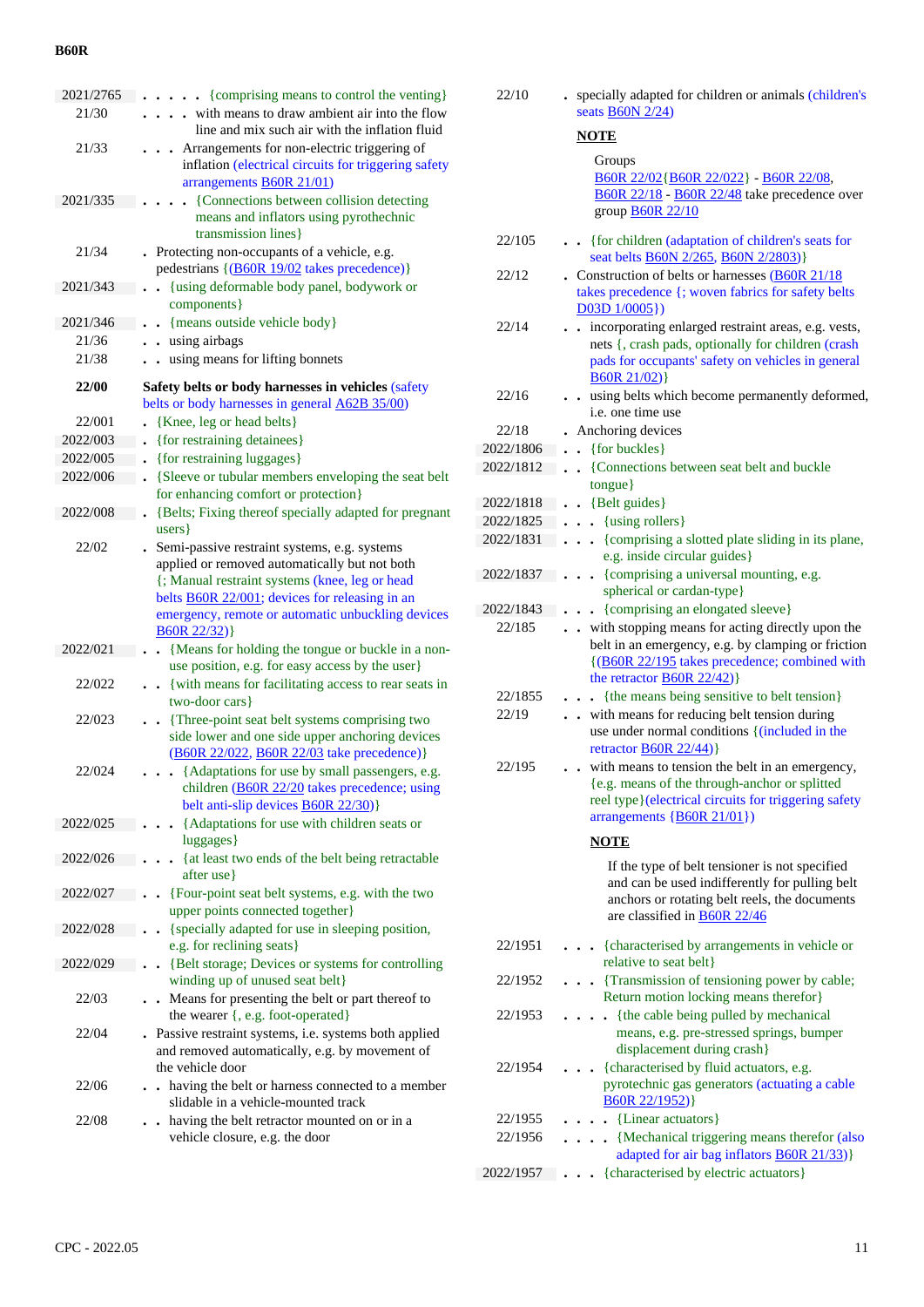| | |
|---|---|
| 2021/2765 | . . . . . {comprising means to control the venting} |
| 21/30 | . . . . with means to draw ambient air into the flow line and mix such air with the inflation fluid |
| 21/33 | . . . Arrangements for non-electric triggering of inflation (electrical circuits for triggering safety arrangements B60R 21/01) |
| 2021/335 | . . . . {Connections between collision detecting means and inflators using pyrothechnic transmission lines} |
| 21/34 | . Protecting non-occupants of a vehicle, e.g. pedestrians {(B60R 19/02 takes precedence)} |
| 2021/343 | . . {using deformable body panel, bodywork or components} |
| 2021/346 | . . {means outside vehicle body} |
| 21/36 | . . using airbags |
| 21/38 | . . using means for lifting bonnets |
| **22/00** | **Safety belts or body harnesses in vehicles** (safety belts or body harnesses in general A62B 35/00) |
| 22/001 | . {Knee, leg or head belts} |
| 2022/003 | . {for restraining detainees} |
| 2022/005 | . {for restraining luggages} |
| 2022/006 | . {Sleeve or tubular members enveloping the seat belt for enhancing comfort or protection} |
| 2022/008 | . {Belts; Fixing thereof specially adapted for pregnant users} |
| 22/02 | . Semi-passive restraint systems, e.g. systems applied or removed automatically but not both {; Manual restraint systems (knee, leg or head belts B60R 22/001; devices for releasing in an emergency, remote or automatic unbuckling devices B60R 22/32)} |
| 2022/021 | . . {Means for holding the tongue or buckle in a non-use position, e.g. for easy access by the user} |
| 22/022 | . . {with means for facilitating access to rear seats in two-door cars} |
| 22/023 | . . {Three-point seat belt systems comprising two side lower and one side upper anchoring devices (B60R 22/022, B60R 22/03 take precedence)} |
| 22/024 | . . . {Adaptations for use by small passengers, e.g. children (B60R 22/20 takes precedence; using belt anti-slip devices B60R 22/30)} |
| 2022/025 | . . . {Adaptations for use with children seats or luggages} |
| 2022/026 | . . . {at least two ends of the belt being retractable after use} |
| 2022/027 | . . {Four-point seat belt systems, e.g. with the two upper points connected together} |
| 2022/028 | . . {specially adapted for use in sleeping position, e.g. for reclining seats} |
| 2022/029 | . . {Belt storage; Devices or systems for controlling winding up of unused seat belt} |
| 22/03 | . . Means for presenting the belt or part thereof to the wearer {, e.g. foot-operated} |
| 22/04 | . Passive restraint systems, i.e. systems both applied and removed automatically, e.g. by movement of the vehicle door |
| 22/06 | . . having the belt or harness connected to a member slidable in a vehicle-mounted track |
| 22/08 | . . having the belt retractor mounted on or in a vehicle closure, e.g. the door |
| 22/10 | . specially adapted for children or animals (children's seats B60N 2/24) |

**NOTE**

Groups B60R 22/02{B60R 22/022} - B60R 22/08, B60R 22/18 - B60R 22/48 take precedence over group B60R 22/10

| | |
|---|---|
| 22/105 | . . {for children (adaptation of children's seats for seat belts B60N 2/265, B60N 2/2803)} |
| 22/12 | . Construction of belts or harnesses (B60R 21/18 takes precedence {; woven fabrics for safety belts D03D 1/0005}) |
| 22/14 | . . incorporating enlarged restraint areas, e.g. vests, nets {, crash pads, optionally for children (crash pads for occupants' safety on vehicles in general B60R 21/02)} |
| 22/16 | . . using belts which become permanently deformed, i.e. one time use |
| 22/18 | . Anchoring devices |
| 2022/1806 | . . {for buckles} |
| 2022/1812 | . . {Connections between seat belt and buckle tongue} |
| 2022/1818 | . . {Belt guides} |
| 2022/1825 | . . . {using rollers} |
| 2022/1831 | . . . {comprising a slotted plate sliding in its plane, e.g. inside circular guides} |
| 2022/1837 | . . . {comprising a universal mounting, e.g. spherical or cardan-type} |
| 2022/1843 | . . . {comprising an elongated sleeve} |
| 22/185 | . . with stopping means for acting directly upon the belt in an emergency, e.g. by clamping or friction {(B60R 22/195 takes precedence; combined with the retractor B60R 22/42)} |
| 22/1855 | . . . {the means being sensitive to belt tension} |
| 22/19 | . . with means for reducing belt tension during use under normal conditions {(included in the retractor B60R 22/44)} |
| 22/195 | . . with means to tension the belt in an emergency, {e.g. means of the through-anchor or splitted reel type}(electrical circuits for triggering safety arrangements {B60R 21/01}) |

**NOTE**

If the type of belt tensioner is not specified and can be used indifferently for pulling belt anchors or rotating belt reels, the documents are classified in B60R 22/46

| | |
|---|---|
| 22/1951 | . . . {characterised by arrangements in vehicle or relative to seat belt} |
| 22/1952 | . . . {Transmission of tensioning power by cable; Return motion locking means therefor} |
| 22/1953 | . . . . {the cable being pulled by mechanical means, e.g. pre-stressed springs, bumper displacement during crash} |
| 22/1954 | . . . {characterised by fluid actuators, e.g. pyrotechnic gas generators (actuating a cable B60R 22/1952)} |
| 22/1955 | . . . . {Linear actuators} |
| 22/1956 | . . . . {Mechanical triggering means therefor (also adapted for air bag inflators B60R 21/33)} |
| 2022/1957 | . . . {characterised by electric actuators} |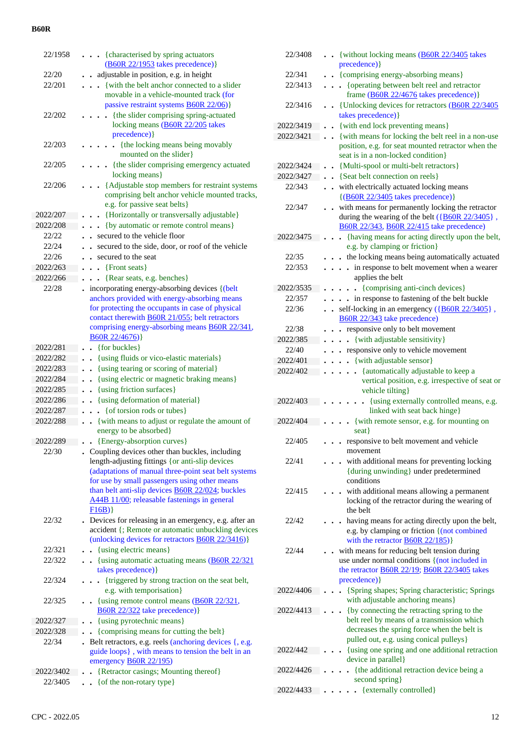| | |
|---|---|
| 22/1958 | . . . {characterised by spring actuators (B60R 22/1953 takes precedence)} |
| 22/20 | . . adjustable in position, e.g. in height |
| 22/201 | . . . {with the belt anchor connected to a slider movable in a vehicle-mounted track (for passive restraint systems B60R 22/06)} |
| 22/202 | . . . . {the slider comprising spring-actuated locking means (B60R 22/205 takes precedence)} |
| 22/203 | . . . . . {the locking means being movably mounted on the slider} |
| 22/205 | . . . . {the slider comprising emergency actuated locking means} |
| 22/206 | . . . {Adjustable stop members for restraint systems comprising belt anchor vehicle mounted tracks, e.g. for passive seat belts} |
| 2022/207 | . . . {Horizontally or transversally adjustable} |
| 2022/208 | . . . {by automatic or remote control means} |
| 22/22 | . . secured to the vehicle floor |
| 22/24 | . . secured to the side, door, or roof of the vehicle |
| 22/26 | . . secured to the seat |
| 2022/263 | . . . {Front seats} |
| 2022/266 | . . . {Rear seats, e.g. benches} |
| 22/28 | . incorporating energy-absorbing devices {(belt anchors provided with energy-absorbing means for protecting the occupants in case of physical contact therewith B60R 21/055; belt retractors comprising energy-absorbing means B60R 22/341, B60R 22/4676)} |
| 2022/281 | . . {for buckles} |
| 2022/282 | . . {using fluids or vico-elastic materials} |
| 2022/283 | . . {using tearing or scoring of material} |
| 2022/284 | . . {using electric or magnetic braking means} |
| 2022/285 | . . {using friction surfaces} |
| 2022/286 | . . {using deformation of material} |
| 2022/287 | . . . {of torsion rods or tubes} |
| 2022/288 | . . {with means to adjust or regulate the amount of energy to be absorbed} |
| 2022/289 | . . {Energy-absorption curves} |
| 22/30 | . Coupling devices other than buckles, including length-adjusting fittings {or anti-slip devices (adaptations of manual three-point seat belt systems for use by small passengers using other means than belt anti-slip devices B60R 22/024; buckles A44B 11/00; releasable fastenings in general F16B)} |
| 22/32 | . Devices for releasing in an emergency, e.g. after an accident {; Remote or automatic unbuckling devices (unlocking devices for retractors B60R 22/3416)} |
| 22/321 | . . {using electric means} |
| 22/322 | . . {using automatic actuating means (B60R 22/321 takes precedence)} |
| 22/324 | . . . {triggered by strong traction on the seat belt, e.g. with temporisation} |
| 22/325 | . . {using remote control means (B60R 22/321, B60R 22/322 take precedence)} |
| 2022/327 | . . {using pyrotechnic means} |
| 2022/328 | . . {comprising means for cutting the belt} |
| 22/34 | . Belt retractors, e.g. reels (anchoring devices {, e.g. guide loops} , with means to tension the belt in an emergency B60R 22/195) |
| 2022/3402 | . . {Retractor casings; Mounting thereof} |
| 22/3405 | . . {of the non-rotary type} |
| 22/3408 | . . {without locking means (B60R 22/3405 takes precedence)} |
| 22/341 | . . {comprising energy-absorbing means} |
| 22/3413 | . . . {operating between belt reel and retractor frame (B60R 22/4676 takes precedence)} |
| 22/3416 | . . {Unlocking devices for retractors (B60R 22/3405 takes precedence)} |
| 2022/3419 | . . {with end lock preventing means} |
| 2022/3421 | . . {with means for locking the belt reel in a non-use position, e.g. for seat mounted retractor when the seat is in a non-locked condition} |
| 2022/3424 | . . {Multi-spool or multi-belt retractors} |
| 2022/3427 | . . {Seat belt connection on reels} |
| 22/343 | . . with electrically actuated locking means {(B60R 22/3405 takes precedence)} |
| 22/347 | . . with means for permanently locking the retractor during the wearing of the belt ({B60R 22/3405} , B60R 22/343, B60R 22/415 take precedence) |
| 2022/3475 | . . . {having means for acting directly upon the belt, e.g. by clamping or friction} |
| 22/35 | . . . the locking means being automatically actuated |
| 22/353 | . . . . in response to belt movement when a wearer applies the belt |
| 2022/3535 | . . . . . {comprising anti-cinch devices} |
| 22/357 | . . . . in response to fastening of the belt buckle |
| 22/36 | . . self-locking in an emergency ({B60R 22/3405} , B60R 22/343 take precedence) |
| 22/38 | . . . responsive only to belt movement |
| 2022/385 | . . . . {with adjustable sensitivity} |
| 22/40 | . . . responsive only to vehicle movement |
| 2022/401 | . . . . {with adjustable sensor} |
| 2022/402 | . . . . . {automatically adjustable to keep a vertical position, e.g. irrespective of seat or vehicle tilting} |
| 2022/403 | . . . . . . {using externally controlled means, e.g. linked with seat back hinge} |
| 2022/404 | . . . . {with remote sensor, e.g. for mounting on seat} |
| 22/405 | . . . responsive to belt movement and vehicle movement |
| 22/41 | . . . with additional means for preventing locking {during unwinding} under predetermined conditions |
| 22/415 | . . . with additional means allowing a permanent locking of the retractor during the wearing of the belt |
| 22/42 | . . . having means for acting directly upon the belt, e.g. by clamping or friction {(not combined with the retractor B60R 22/185)} |
| 22/44 | . . with means for reducing belt tension during use under normal conditions {(not included in the retractor B60R 22/19; B60R 22/3405 takes precedence)} |
| 2022/4406 | . . . {Spring shapes; Spring characteristic; Springs with adjustable anchoring means} |
| 2022/4413 | . . . {by connecting the retracting spring to the belt reel by means of a transmission which decreases the spring force when the belt is pulled out, e.g. using conical pulleys} |
| 2022/442 | . . . {using one spring and one additional retraction device in parallel} |
| 2022/4426 | . . . . {the additional retraction device being a second spring} |
| 2022/4433 | . . . . . {externally controlled} |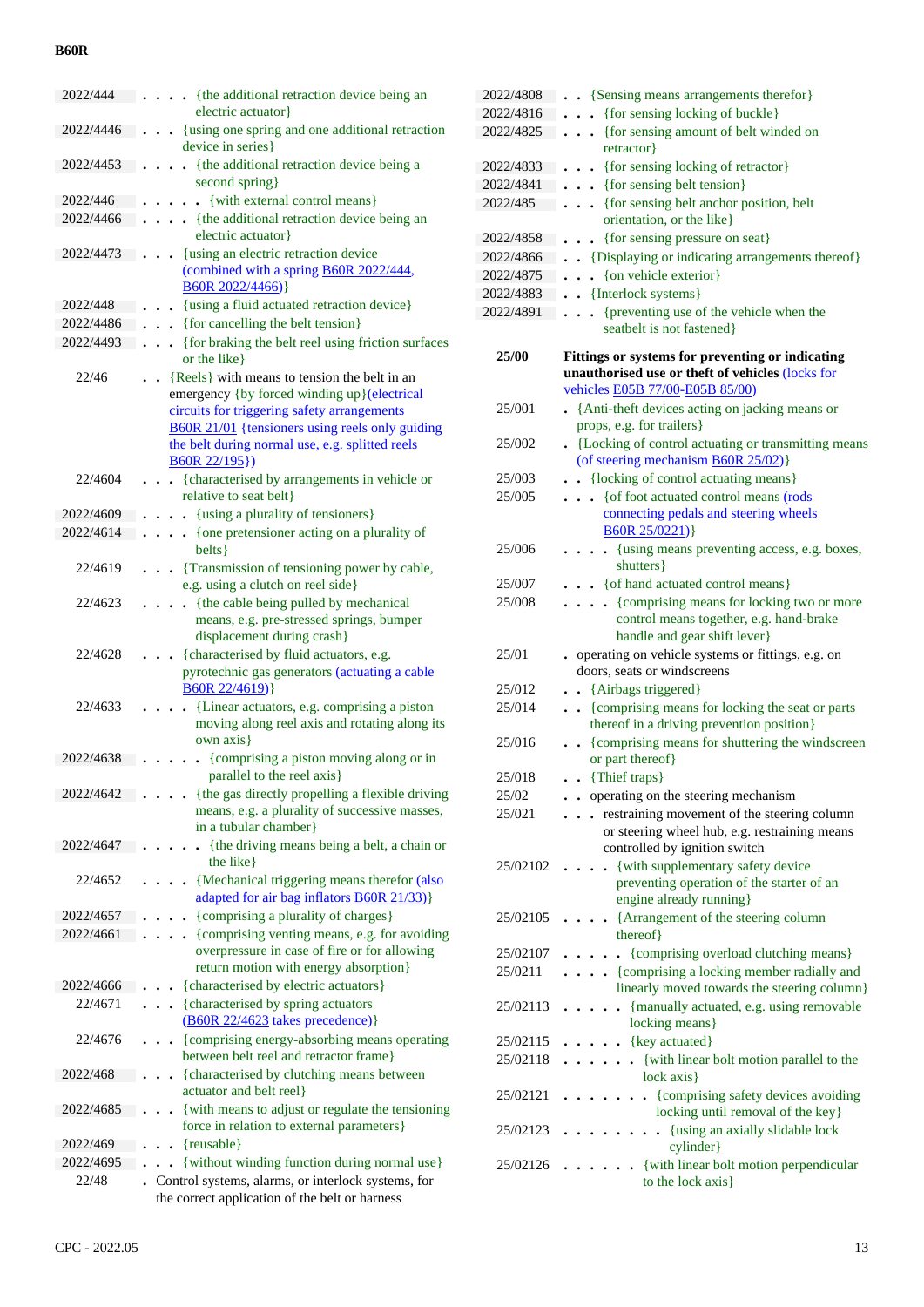| Code | Title |
|---|---|
| 2022/444 | . . . . {the additional retraction device being an electric actuator} |
| 2022/4446 | . . . {using one spring and one additional retraction device in series} |
| 2022/4453 | . . . . {the additional retraction device being a second spring} |
| 2022/446 | . . . . . {with external control means} |
| 2022/4466 | . . . . {the additional retraction device being an electric actuator} |
| 2022/4473 | . . . {using an electric retraction device (combined with a spring B60R 2022/444, B60R 2022/4466)} |
| 2022/448 | . . . {using a fluid actuated retraction device} |
| 2022/4486 | . . . {for cancelling the belt tension} |
| 2022/4493 | . . . {for braking the belt reel using friction surfaces or the like} |
| 22/46 | . . {Reels} with means to tension the belt in an emergency {by forced winding up}(electrical circuits for triggering safety arrangements B60R 21/01 {tensioners using reels only guiding the belt during normal use, e.g. splitted reels B60R 22/195}) |
| 22/4604 | . . . {characterised by arrangements in vehicle or relative to seat belt} |
| 2022/4609 | . . . . {using a plurality of tensioners} |
| 2022/4614 | . . . . {one pretensioner acting on a plurality of belts} |
| 22/4619 | . . . {Transmission of tensioning power by cable, e.g. using a clutch on reel side} |
| 22/4623 | . . . . {the cable being pulled by mechanical means, e.g. pre-stressed springs, bumper displacement during crash} |
| 22/4628 | . . . {characterised by fluid actuators, e.g. pyrotechnic gas generators (actuating a cable B60R 22/4619)} |
| 22/4633 | . . . . {Linear actuators, e.g. comprising a piston moving along reel axis and rotating along its own axis} |
| 2022/4638 | . . . . . {comprising a piston moving along or in parallel to the reel axis} |
| 2022/4642 | . . . . {the gas directly propelling a flexible driving means, e.g. a plurality of successive masses, in a tubular chamber} |
| 2022/4647 | . . . . . {the driving means being a belt, a chain or the like} |
| 22/4652 | . . . . {Mechanical triggering means therefor (also adapted for air bag inflators B60R 21/33)} |
| 2022/4657 | . . . . {comprising a plurality of charges} |
| 2022/4661 | . . . . {comprising venting means, e.g. for avoiding overpressure in case of fire or for allowing return motion with energy absorption} |
| 2022/4666 | . . . {characterised by electric actuators} |
| 22/4671 | . . . {characterised by spring actuators (B60R 22/4623 takes precedence)} |
| 22/4676 | . . . {comprising energy-absorbing means operating between belt reel and retractor frame} |
| 2022/468 | . . . {characterised by clutching means between actuator and belt reel} |
| 2022/4685 | . . . {with means to adjust or regulate the tensioning force in relation to external parameters} |
| 2022/469 | . . . {reusable} |
| 2022/4695 | . . . {without winding function during normal use} |
| 22/48 | . Control systems, alarms, or interlock systems, for the correct application of the belt or harness |
| 2022/4808 | . . {Sensing means arrangements therefor} |
| 2022/4816 | . . . {for sensing locking of buckle} |
| 2022/4825 | . . . {for sensing amount of belt winded on retractor} |
| 2022/4833 | . . . {for sensing locking of retractor} |
| 2022/4841 | . . . {for sensing belt tension} |
| 2022/485 | . . . {for sensing belt anchor position, belt orientation, or the like} |
| 2022/4858 | . . . {for sensing pressure on seat} |
| 2022/4866 | . . {Displaying or indicating arrangements thereof} |
| 2022/4875 | . . . {on vehicle exterior} |
| 2022/4883 | . . {Interlock systems} |
| 2022/4891 | . . . {preventing use of the vehicle when the seatbelt is not fastened} |
| **25/00** | **Fittings or systems for preventing or indicating unauthorised use or theft of vehicles** (locks for vehicles E05B 77/00-E05B 85/00) |
| 25/001 | . {Anti-theft devices acting on jacking means or props, e.g. for trailers} |
| 25/002 | . {Locking of control actuating or transmitting means (of steering mechanism B60R 25/02)} |
| 25/003 | . . {locking of control actuating means} |
| 25/005 | . . . {of foot actuated control means (rods connecting pedals and steering wheels B60R 25/0221)} |
| 25/006 | . . . . {using means preventing access, e.g. boxes, shutters} |
| 25/007 | . . . {of hand actuated control means} |
| 25/008 | . . . . {comprising means for locking two or more control means together, e.g. hand-brake handle and gear shift lever} |
| 25/01 | . operating on vehicle systems or fittings, e.g. on doors, seats or windscreens |
| 25/012 | . . {Airbags triggered} |
| 25/014 | . . {comprising means for locking the seat or parts thereof in a driving prevention position} |
| 25/016 | . . {comprising means for shuttering the windscreen or part thereof} |
| 25/018 | . . {Thief traps} |
| 25/02 | . . operating on the steering mechanism |
| 25/021 | . . . restraining movement of the steering column or steering wheel hub, e.g. restraining means controlled by ignition switch |
| 25/02102 | . . . . {with supplementary safety device preventing operation of the starter of an engine already running} |
| 25/02105 | . . . . {Arrangement of the steering column thereof} |
| 25/02107 | . . . . . {comprising overload clutching means} |
| 25/0211 | . . . . {comprising a locking member radially and linearly moved towards the steering column} |
| 25/02113 | . . . . . {manually actuated, e.g. using removable locking means} |
| 25/02115 | . . . . . {key actuated} |
| 25/02118 | . . . . . . {with linear bolt motion parallel to the lock axis} |
| 25/02121 | . . . . . . . {comprising safety devices avoiding locking until removal of the key} |
| 25/02123 | . . . . . . . . {using an axially slidable lock cylinder} |
| 25/02126 | . . . . . . {with linear bolt motion perpendicular to the lock axis} |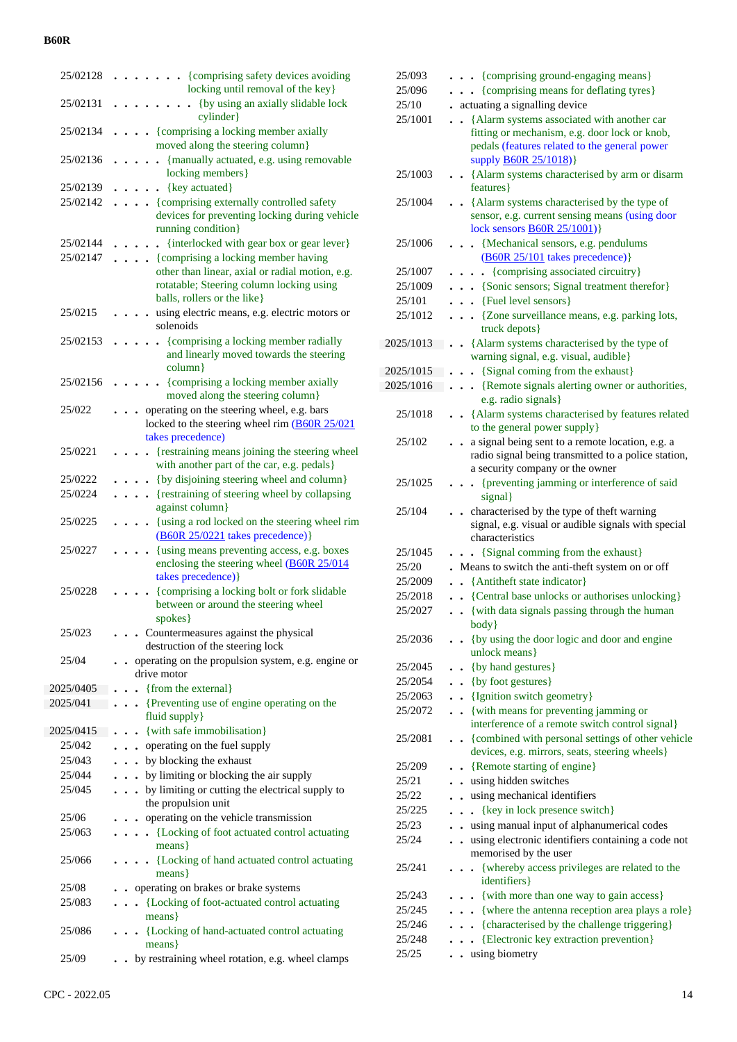25/02128 . . . . . . . {comprising safety devices avoiding locking until removal of the key}
25/02131 . . . . . . . . {by using an axially slidable lock cylinder}
25/02134 . . . . {comprising a locking member axially moved along the steering column}
25/02136 . . . . . {manually actuated, e.g. using removable locking members}
25/02139 . . . . . {key actuated}
25/02142 . . . . {comprising externally controlled safety devices for preventing locking during vehicle running condition}
25/02144 . . . . . {interlocked with gear box or gear lever}
25/02147 . . . . {comprising a locking member having other than linear, axial or radial motion, e.g. rotatable; Steering column locking using balls, rollers or the like}
25/0215 . . . . using electric means, e.g. electric motors or solenoids
25/02153 . . . . . {comprising a locking member radially and linearly moved towards the steering column}
25/02156 . . . . . {comprising a locking member axially moved along the steering column}
25/022 . . . operating on the steering wheel, e.g. bars locked to the steering wheel rim (B60R 25/021 takes precedence)
25/0221 . . . . {restraining means joining the steering wheel with another part of the car, e.g. pedals}
25/0222 . . . . {by disjoining steering wheel and column}
25/0224 . . . . {restraining of steering wheel by collapsing against column}
25/0225 . . . . {using a rod locked on the steering wheel rim (B60R 25/0221 takes precedence)}
25/0227 . . . . {using means preventing access, e.g. boxes enclosing the steering wheel (B60R 25/014 takes precedence)}
25/0228 . . . . {comprising a locking bolt or fork slidable between or around the steering wheel spokes}
25/023 . . . Countermeasures against the physical destruction of the steering lock
25/04 . . operating on the propulsion system, e.g. engine or drive motor
2025/0405 . . . {from the external}
2025/041 . . . {Preventing use of engine operating on the fluid supply}
2025/0415 . . . {with safe immobilisation}
25/042 . . . operating on the fuel supply
25/043 . . . by blocking the exhaust
25/044 . . . by limiting or blocking the air supply
25/045 . . . by limiting or cutting the electrical supply to the propulsion unit
25/06 . . . operating on the vehicle transmission
25/063 . . . . {Locking of foot actuated control actuating means}
25/066 . . . . {Locking of hand actuated control actuating means}
25/08 . . operating on brakes or brake systems
25/083 . . . {Locking of foot-actuated control actuating means}
25/086 . . . {Locking of hand-actuated control actuating means}
25/09 . . by restraining wheel rotation, e.g. wheel clamps
25/093 . . . {comprising ground-engaging means}
25/096 . . . {comprising means for deflating tyres}
25/10 . actuating a signalling device
25/1001 . . {Alarm systems associated with another car fitting or mechanism, e.g. door lock or knob, pedals (features related to the general power supply B60R 25/1018)}
25/1003 . . {Alarm systems characterised by arm or disarm features}
25/1004 . . {Alarm systems characterised by the type of sensor, e.g. current sensing means (using door lock sensors B60R 25/1001)}
25/1006 . . . {Mechanical sensors, e.g. pendulums (B60R 25/101 takes precedence)}
25/1007 . . . . {comprising associated circuitry}
25/1009 . . . {Sonic sensors; Signal treatment therefor}
25/101 . . . {Fuel level sensors}
25/1012 . . . {Zone surveillance means, e.g. parking lots, truck depots}
2025/1013 . . {Alarm systems characterised by the type of warning signal, e.g. visual, audible}
2025/1015 . . . {Signal coming from the exhaust}
2025/1016 . . . {Remote signals alerting owner or authorities, e.g. radio signals}
25/1018 . . {Alarm systems characterised by features related to the general power supply}
25/102 . . a signal being sent to a remote location, e.g. a radio signal being transmitted to a police station, a security company or the owner
25/1025 . . . {preventing jamming or interference of said signal}
25/104 . . characterised by the type of theft warning signal, e.g. visual or audible signals with special characteristics
25/1045 . . . {Signal comming from the exhaust}
25/20 . Means to switch the anti-theft system on or off
25/2009 . . {Antitheft state indicator}
25/2018 . . {Central base unlocks or authorises unlocking}
25/2027 . . {with data signals passing through the human body}
25/2036 . . {by using the door logic and door and engine unlock means}
25/2045 . . {by hand gestures}
25/2054 . . {by foot gestures}
25/2063 . . {Ignition switch geometry}
25/2072 . . {with means for preventing jamming or interference of a remote switch control signal}
25/2081 . . {combined with personal settings of other vehicle devices, e.g. mirrors, seats, steering wheels}
25/209 . . {Remote starting of engine}
25/21 . . using hidden switches
25/22 . . using mechanical identifiers
25/225 . . . {key in lock presence switch}
25/23 . . using manual input of alphanumerical codes
25/24 . . using electronic identifiers containing a code not memorised by the user
25/241 . . . {whereby access privileges are related to the identifiers}
25/243 . . . {with more than one way to gain access}
25/245 . . . {where the antenna reception area plays a role}
25/246 . . . {characterised by the challenge triggering}
25/248 . . . {Electronic key extraction prevention}
25/25 . . using biometry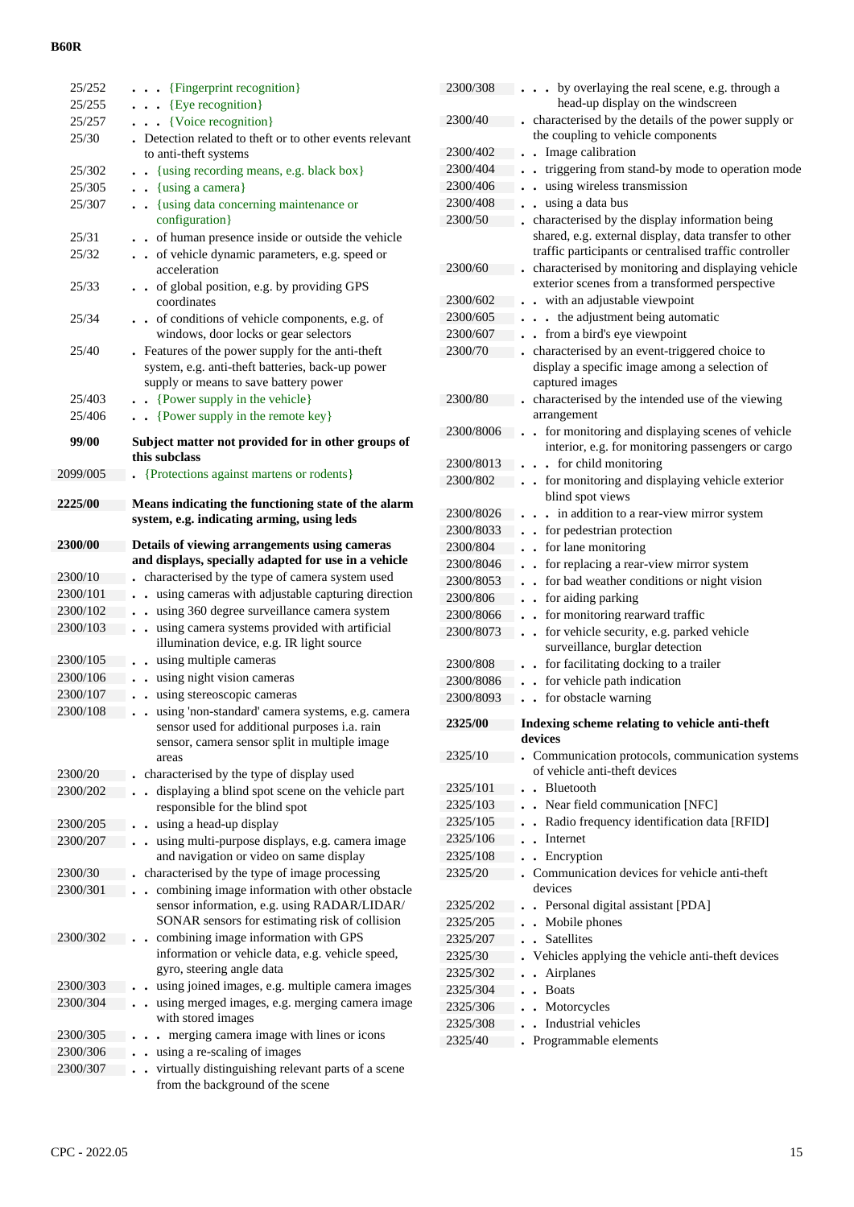| | |
|---|---|
| 25/252 | . . . {Fingerprint recognition} |
| 25/255 | . . . {Eye recognition} |
| 25/257 | . . . {Voice recognition} |
| 25/30 | . Detection related to theft or to other events relevant to anti-theft systems |
| 25/302 | . . {using recording means, e.g. black box} |
| 25/305 | . . {using a camera} |
| 25/307 | . . {using data concerning maintenance or configuration} |
| 25/31 | . . of human presence inside or outside the vehicle |
| 25/32 | . . of vehicle dynamic parameters, e.g. speed or acceleration |
| 25/33 | . . of global position, e.g. by providing GPS coordinates |
| 25/34 | . . of conditions of vehicle components, e.g. of windows, door locks or gear selectors |
| 25/40 | . Features of the power supply for the anti-theft system, e.g. anti-theft batteries, back-up power supply or means to save battery power |
| 25/403 | . . {Power supply in the vehicle} |
| 25/406 | . . {Power supply in the remote key} |
| **99/00** | **Subject matter not provided for in other groups of this subclass** |
| 2099/005 | . {Protections against martens or rodents} |
| **2225/00** | **Means indicating the functioning state of the alarm system, e.g. indicating arming, using leds** |
| **2300/00** | **Details of viewing arrangements using cameras and displays, specially adapted for use in a vehicle** |
| 2300/10 | . characterised by the type of camera system used |
| 2300/101 | . . using cameras with adjustable capturing direction |
| 2300/102 | . . using 360 degree surveillance camera system |
| 2300/103 | . . using camera systems provided with artificial illumination device, e.g. IR light source |
| 2300/105 | . . using multiple cameras |
| 2300/106 | . . using night vision cameras |
| 2300/107 | . . using stereoscopic cameras |
| 2300/108 | . . using 'non-standard' camera systems, e.g. camera sensor used for additional purposes i.a. rain sensor, camera sensor split in multiple image areas |
| 2300/20 | . characterised by the type of display used |
| 2300/202 | . . displaying a blind spot scene on the vehicle part responsible for the blind spot |
| 2300/205 | . . using a head-up display |
| 2300/207 | . . using multi-purpose displays, e.g. camera image and navigation or video on same display |
| 2300/30 | . characterised by the type of image processing |
| 2300/301 | . . combining image information with other obstacle sensor information, e.g. using RADAR/LIDAR/SONAR sensors for estimating risk of collision |
| 2300/302 | . . combining image information with GPS information or vehicle data, e.g. vehicle speed, gyro, steering angle data |
| 2300/303 | . . using joined images, e.g. multiple camera images |
| 2300/304 | . . using merged images, e.g. merging camera image with stored images |
| 2300/305 | . . . merging camera image with lines or icons |
| 2300/306 | . . using a re-scaling of images |
| 2300/307 | . . virtually distinguishing relevant parts of a scene from the background of the scene |
| 2300/308 | . . . by overlaying the real scene, e.g. through a head-up display on the windscreen |
| 2300/40 | . characterised by the details of the power supply or the coupling to vehicle components |
| 2300/402 | . . Image calibration |
| 2300/404 | . . triggering from stand-by mode to operation mode |
| 2300/406 | . . using wireless transmission |
| 2300/408 | . . using a data bus |
| 2300/50 | . characterised by the display information being shared, e.g. external display, data transfer to other traffic participants or centralised traffic controller |
| 2300/60 | . characterised by monitoring and displaying vehicle exterior scenes from a transformed perspective |
| 2300/602 | . . with an adjustable viewpoint |
| 2300/605 | . . . the adjustment being automatic |
| 2300/607 | . . from a bird's eye viewpoint |
| 2300/70 | . characterised by an event-triggered choice to display a specific image among a selection of captured images |
| 2300/80 | . characterised by the intended use of the viewing arrangement |
| 2300/8006 | . . for monitoring and displaying scenes of vehicle interior, e.g. for monitoring passengers or cargo |
| 2300/8013 | . . . for child monitoring |
| 2300/802 | . . for monitoring and displaying vehicle exterior blind spot views |
| 2300/8026 | . . . in addition to a rear-view mirror system |
| 2300/8033 | . . for pedestrian protection |
| 2300/804 | . . for lane monitoring |
| 2300/8046 | . . for replacing a rear-view mirror system |
| 2300/8053 | . . for bad weather conditions or night vision |
| 2300/806 | . . for aiding parking |
| 2300/8066 | . . for monitoring rearward traffic |
| 2300/8073 | . . for vehicle security, e.g. parked vehicle surveillance, burglar detection |
| 2300/808 | . . for facilitating docking to a trailer |
| 2300/8086 | . . for vehicle path indication |
| 2300/8093 | . . for obstacle warning |
| **2325/00** | **Indexing scheme relating to vehicle anti-theft devices** |
| 2325/10 | . Communication protocols, communication systems of vehicle anti-theft devices |
| 2325/101 | . . Bluetooth |
| 2325/103 | . . Near field communication [NFC] |
| 2325/105 | . . Radio frequency identification data [RFID] |
| 2325/106 | . . Internet |
| 2325/108 | . . Encryption |
| 2325/20 | . Communication devices for vehicle anti-theft devices |
| 2325/202 | . . Personal digital assistant [PDA] |
| 2325/205 | . . Mobile phones |
| 2325/207 | . . Satellites |
| 2325/30 | . Vehicles applying the vehicle anti-theft devices |
| 2325/302 | . . Airplanes |
| 2325/304 | . . Boats |
| 2325/306 | . . Motorcycles |
| 2325/308 | . . Industrial vehicles |
| 2325/40 | . Programmable elements |